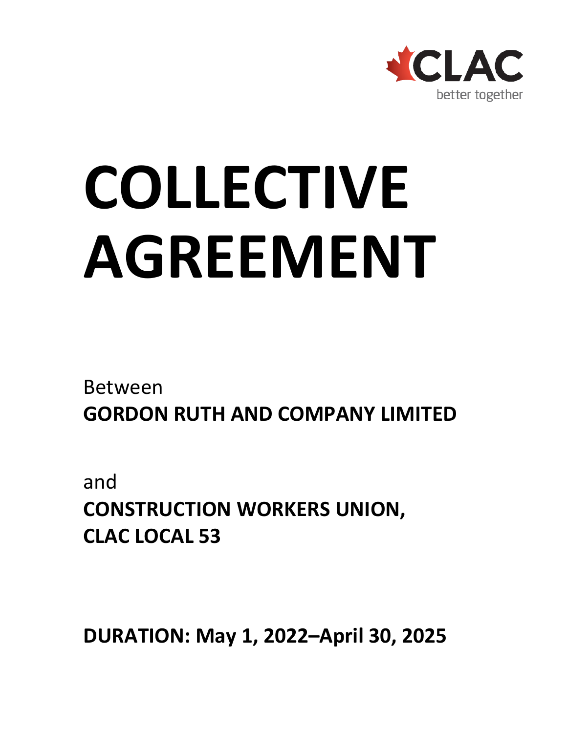CLAC
better together

# COLLECTIVE AGREEMENT

Between
**GORDON RUTH AND COMPANY LIMITED**

and
**CONSTRUCTION WORKERS UNION,**
**CLAC LOCAL 53**

**DURATION: May 1, 2022–April 30, 2025**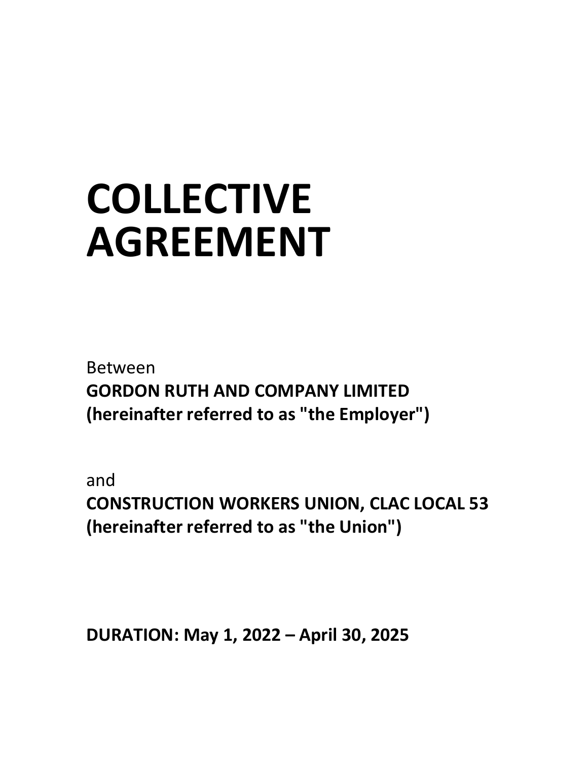# COLLECTIVE AGREEMENT

Between
**GORDON RUTH AND COMPANY LIMITED**
**(hereinafter referred to as "the Employer")**

and
**CONSTRUCTION WORKERS UNION, CLAC LOCAL 53**
**(hereinafter referred to as "the Union")**

**DURATION: May 1, 2022 – April 30, 2025**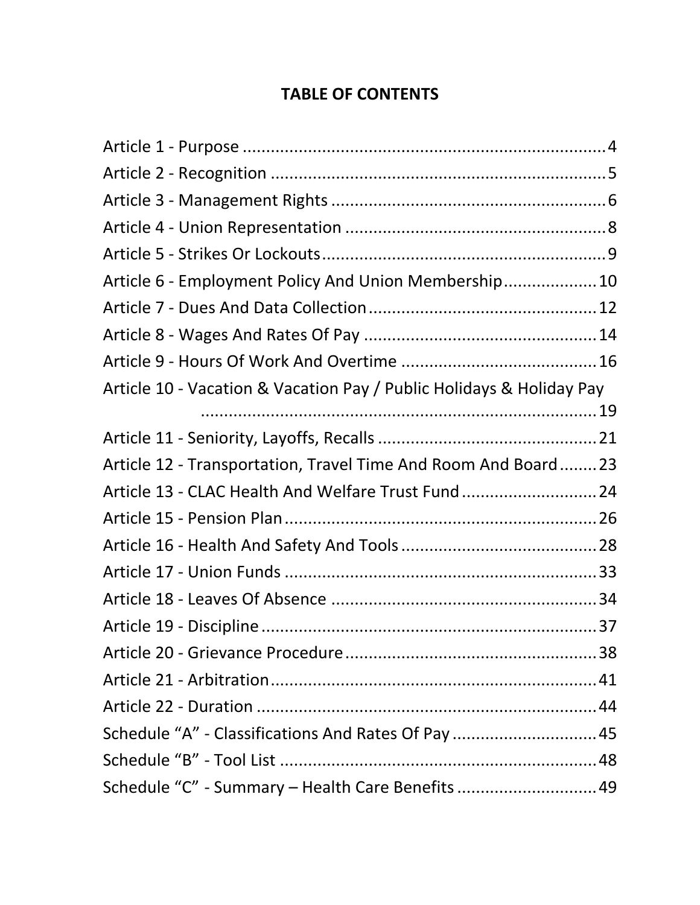# TABLE OF CONTENTS

Article 1 - Purpose ............................................................................ 4
Article 2 - Recognition ........................................................................ 5
Article 3 - Management Rights ........................................................... 6
Article 4 - Union Representation ........................................................ 8
Article 5 - Strikes Or Lockouts ............................................................ 9
Article 6 - Employment Policy And Union Membership .................... 10
Article 7 - Dues And Data Collection ................................................. 12
Article 8 - Wages And Rates Of Pay ................................................... 14
Article 9 - Hours Of Work And Overtime ........................................... 16
Article 10 - Vacation & Vacation Pay / Public Holidays & Holiday Pay ....................................................................................... 19
Article 11 - Seniority, Layoffs, Recalls ............................................... 21
Article 12 - Transportation, Travel Time And Room And Board ........ 23
Article 13 - CLAC Health And Welfare Trust Fund ............................ 24
Article 15 - Pension Plan ................................................................... 26
Article 16 - Health And Safety And Tools .......................................... 28
Article 17 - Union Funds ................................................................... 33
Article 18 - Leaves Of Absence ......................................................... 34
Article 19 - Discipline ........................................................................ 37
Article 20 - Grievance Procedure ...................................................... 38
Article 21 - Arbitration ...................................................................... 41
Article 22 - Duration ......................................................................... 44
Schedule "A" - Classifications And Rates Of Pay ............................... 45
Schedule "B" - Tool List .................................................................... 48
Schedule "C" - Summary – Health Care Benefits .............................. 49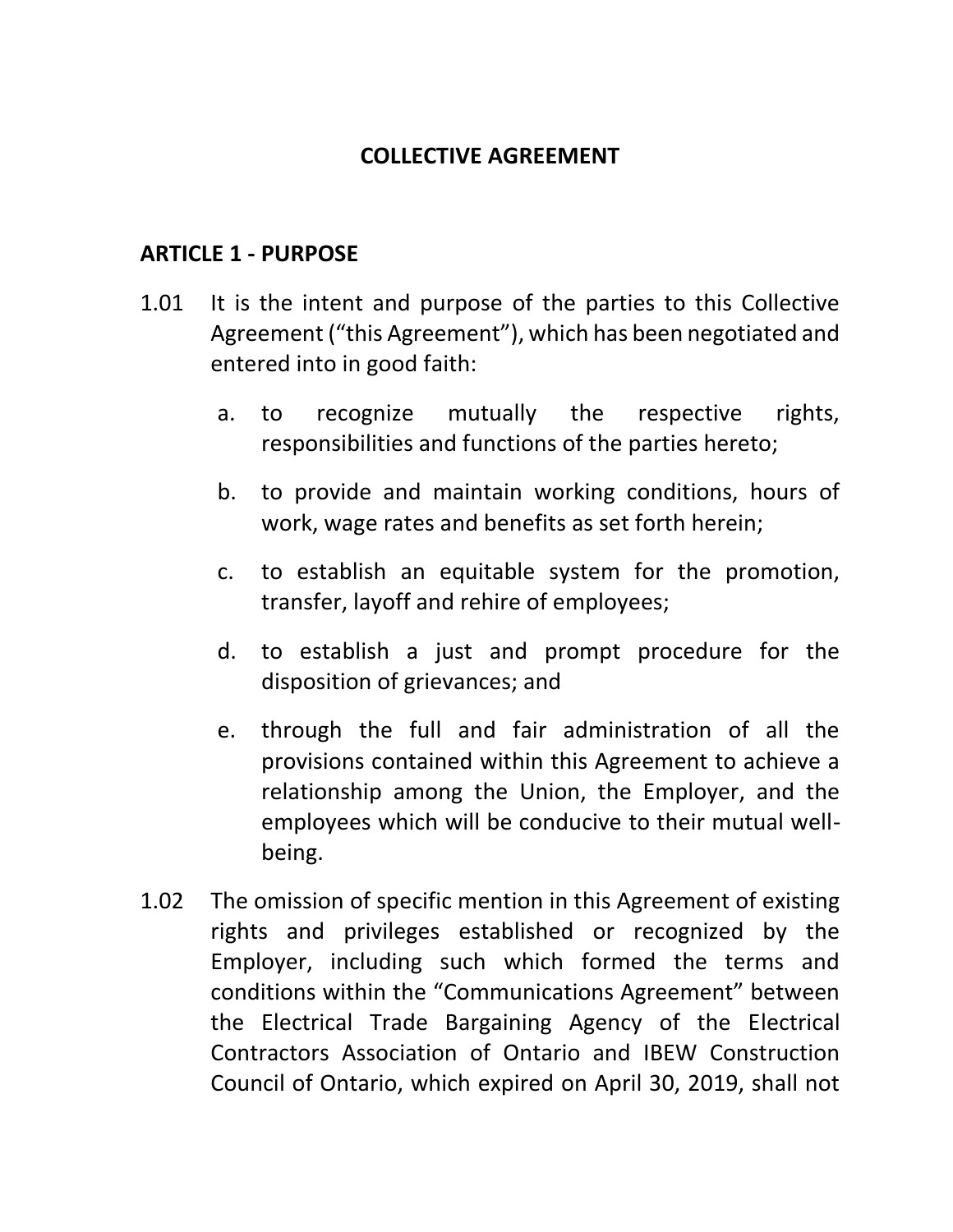# COLLECTIVE AGREEMENT

## ARTICLE 1 - PURPOSE

1.01 It is the intent and purpose of the parties to this Collective Agreement ("this Agreement"), which has been negotiated and entered into in good faith:

a. to recognize mutually the respective rights, responsibilities and functions of the parties hereto;

b. to provide and maintain working conditions, hours of work, wage rates and benefits as set forth herein;

c. to establish an equitable system for the promotion, transfer, layoff and rehire of employees;

d. to establish a just and prompt procedure for the disposition of grievances; and

e. through the full and fair administration of all the provisions contained within this Agreement to achieve a relationship among the Union, the Employer, and the employees which will be conducive to their mutual well-being.

1.02 The omission of specific mention in this Agreement of existing rights and privileges established or recognized by the Employer, including such which formed the terms and conditions within the "Communications Agreement" between the Electrical Trade Bargaining Agency of the Electrical Contractors Association of Ontario and IBEW Construction Council of Ontario, which expired on April 30, 2019, shall not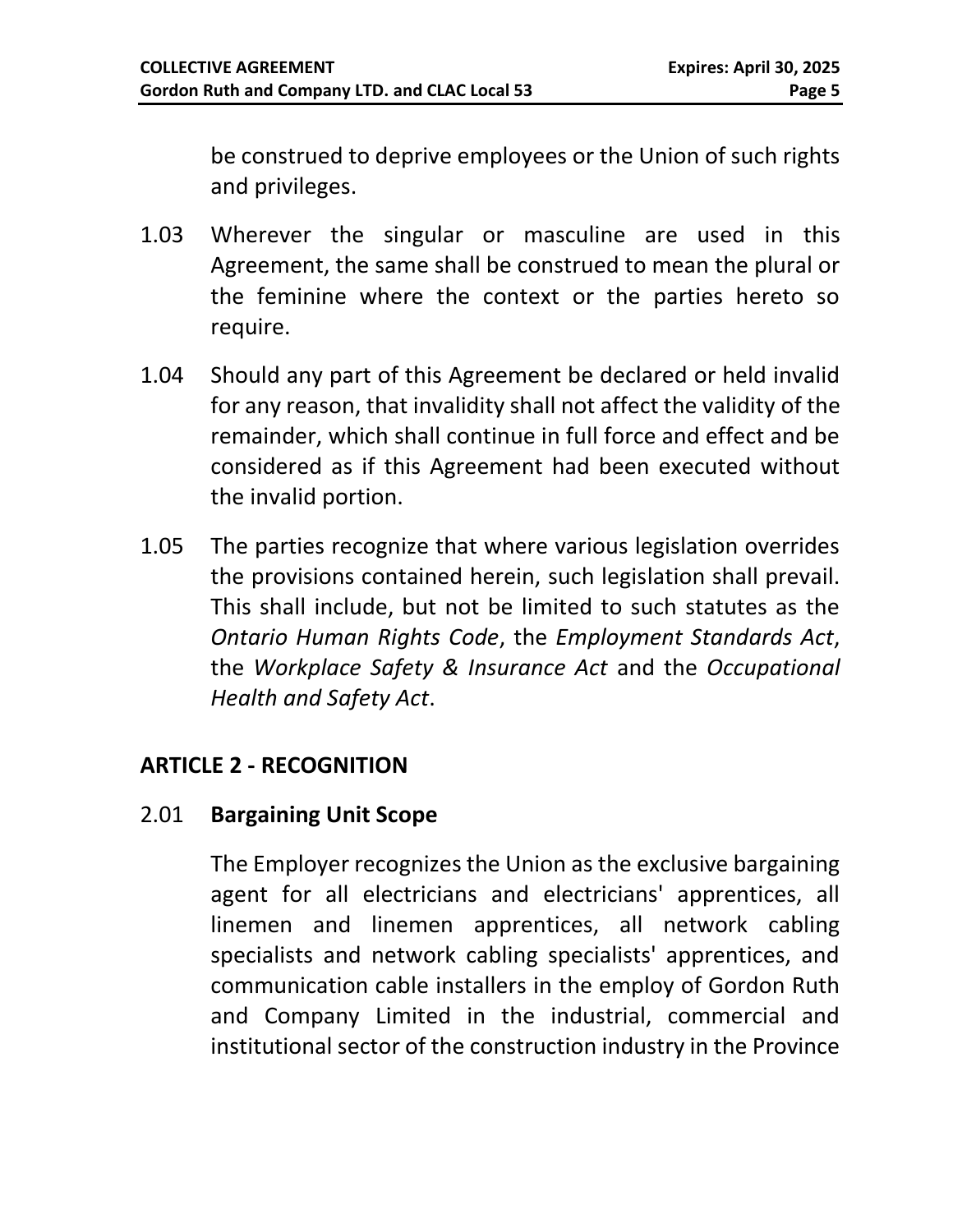be construed to deprive employees or the Union of such rights and privileges.

1.03 Wherever the singular or masculine are used in this Agreement, the same shall be construed to mean the plural or the feminine where the context or the parties hereto so require.

1.04 Should any part of this Agreement be declared or held invalid for any reason, that invalidity shall not affect the validity of the remainder, which shall continue in full force and effect and be considered as if this Agreement had been executed without the invalid portion.

1.05 The parties recognize that where various legislation overrides the provisions contained herein, such legislation shall prevail. This shall include, but not be limited to such statutes as the *Ontario Human Rights Code*, the *Employment Standards Act*, the *Workplace Safety & Insurance Act* and the *Occupational Health and Safety Act*.

## ARTICLE 2 - RECOGNITION

### 2.01 Bargaining Unit Scope

The Employer recognizes the Union as the exclusive bargaining agent for all electricians and electricians' apprentices, all linemen and linemen apprentices, all network cabling specialists and network cabling specialists' apprentices, and communication cable installers in the employ of Gordon Ruth and Company Limited in the industrial, commercial and institutional sector of the construction industry in the Province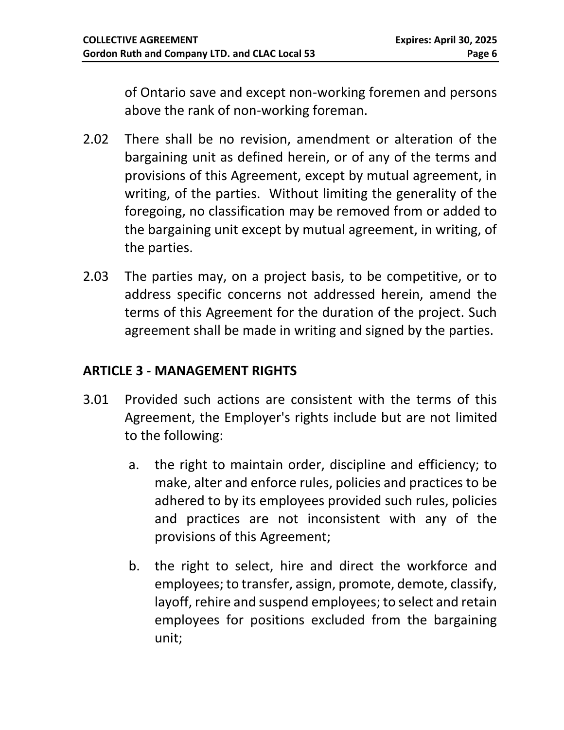of Ontario save and except non-working foremen and persons above the rank of non-working foreman.

2.02 There shall be no revision, amendment or alteration of the bargaining unit as defined herein, or of any of the terms and provisions of this Agreement, except by mutual agreement, in writing, of the parties. Without limiting the generality of the foregoing, no classification may be removed from or added to the bargaining unit except by mutual agreement, in writing, of the parties.

2.03 The parties may, on a project basis, to be competitive, or to address specific concerns not addressed herein, amend the terms of this Agreement for the duration of the project. Such agreement shall be made in writing and signed by the parties.

## ARTICLE 3 - MANAGEMENT RIGHTS

3.01 Provided such actions are consistent with the terms of this Agreement, the Employer's rights include but are not limited to the following:

a. the right to maintain order, discipline and efficiency; to make, alter and enforce rules, policies and practices to be adhered to by its employees provided such rules, policies and practices are not inconsistent with any of the provisions of this Agreement;

b. the right to select, hire and direct the workforce and employees; to transfer, assign, promote, demote, classify, layoff, rehire and suspend employees; to select and retain employees for positions excluded from the bargaining unit;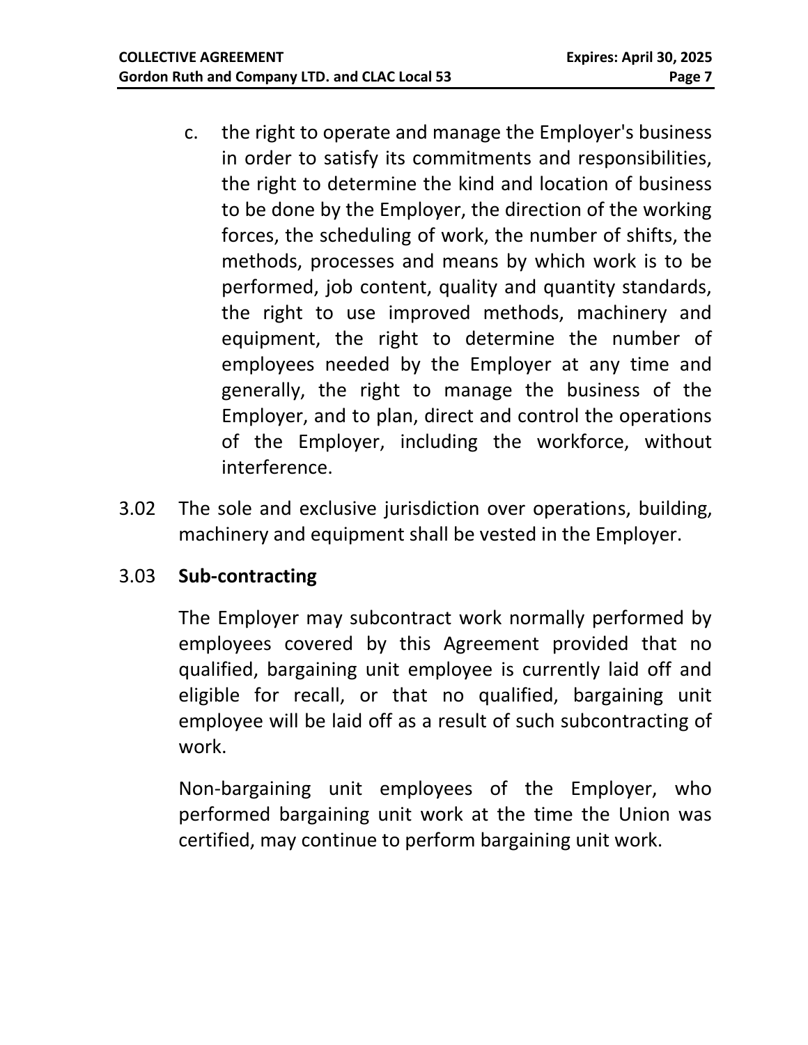c. the right to operate and manage the Employer's business in order to satisfy its commitments and responsibilities, the right to determine the kind and location of business to be done by the Employer, the direction of the working forces, the scheduling of work, the number of shifts, the methods, processes and means by which work is to be performed, job content, quality and quantity standards, the right to use improved methods, machinery and equipment, the right to determine the number of employees needed by the Employer at any time and generally, the right to manage the business of the Employer, and to plan, direct and control the operations of the Employer, including the workforce, without interference.

3.02 The sole and exclusive jurisdiction over operations, building, machinery and equipment shall be vested in the Employer.

3.03 **Sub-contracting**

The Employer may subcontract work normally performed by employees covered by this Agreement provided that no qualified, bargaining unit employee is currently laid off and eligible for recall, or that no qualified, bargaining unit employee will be laid off as a result of such subcontracting of work.

Non-bargaining unit employees of the Employer, who performed bargaining unit work at the time the Union was certified, may continue to perform bargaining unit work.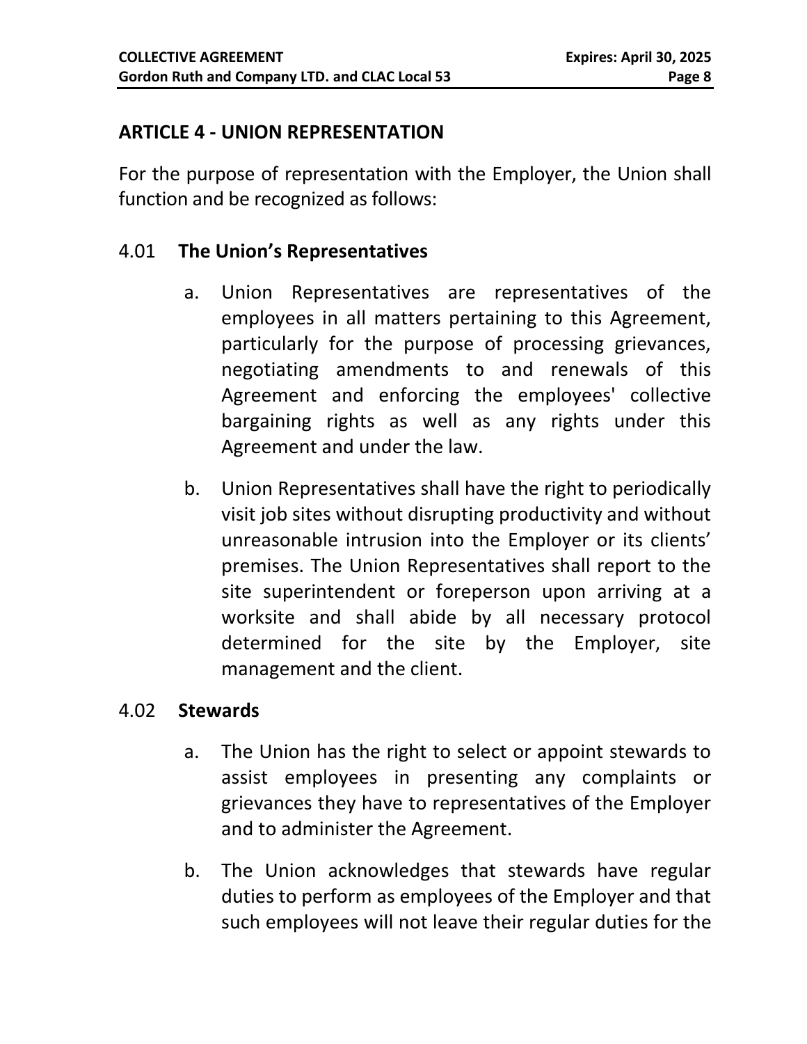## ARTICLE 4 - UNION REPRESENTATION

For the purpose of representation with the Employer, the Union shall function and be recognized as follows:

### 4.01 The Union's Representatives

a. Union Representatives are representatives of the employees in all matters pertaining to this Agreement, particularly for the purpose of processing grievances, negotiating amendments to and renewals of this Agreement and enforcing the employees' collective bargaining rights as well as any rights under this Agreement and under the law.

b. Union Representatives shall have the right to periodically visit job sites without disrupting productivity and without unreasonable intrusion into the Employer or its clients' premises. The Union Representatives shall report to the site superintendent or foreperson upon arriving at a worksite and shall abide by all necessary protocol determined for the site by the Employer, site management and the client.

### 4.02 Stewards

a. The Union has the right to select or appoint stewards to assist employees in presenting any complaints or grievances they have to representatives of the Employer and to administer the Agreement.

b. The Union acknowledges that stewards have regular duties to perform as employees of the Employer and that such employees will not leave their regular duties for the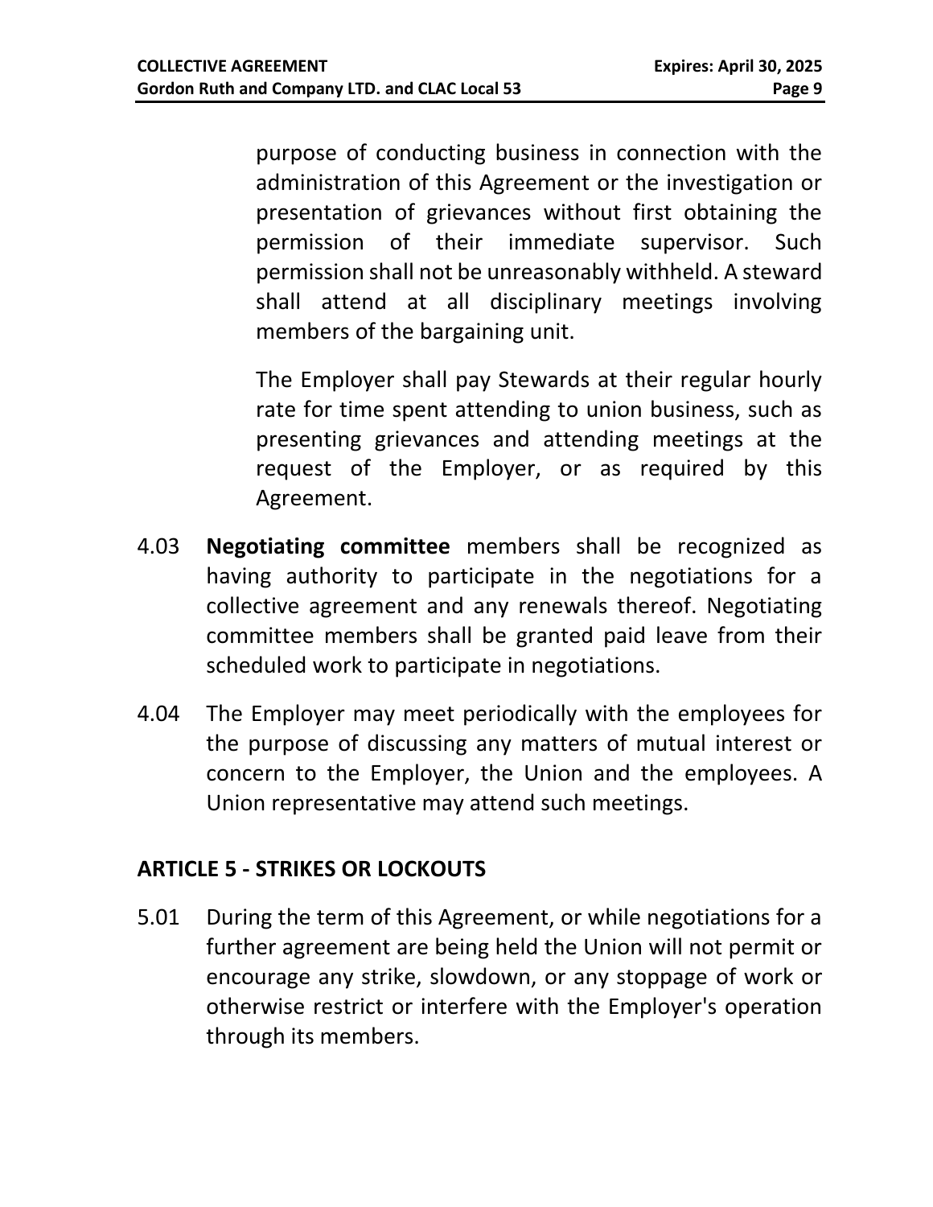purpose of conducting business in connection with the administration of this Agreement or the investigation or presentation of grievances without first obtaining the permission of their immediate supervisor. Such permission shall not be unreasonably withheld. A steward shall attend at all disciplinary meetings involving members of the bargaining unit.

The Employer shall pay Stewards at their regular hourly rate for time spent attending to union business, such as presenting grievances and attending meetings at the request of the Employer, or as required by this Agreement.

4.03 **Negotiating committee** members shall be recognized as having authority to participate in the negotiations for a collective agreement and any renewals thereof. Negotiating committee members shall be granted paid leave from their scheduled work to participate in negotiations.

4.04 The Employer may meet periodically with the employees for the purpose of discussing any matters of mutual interest or concern to the Employer, the Union and the employees. A Union representative may attend such meetings.

## ARTICLE 5 - STRIKES OR LOCKOUTS

5.01 During the term of this Agreement, or while negotiations for a further agreement are being held the Union will not permit or encourage any strike, slowdown, or any stoppage of work or otherwise restrict or interfere with the Employer's operation through its members.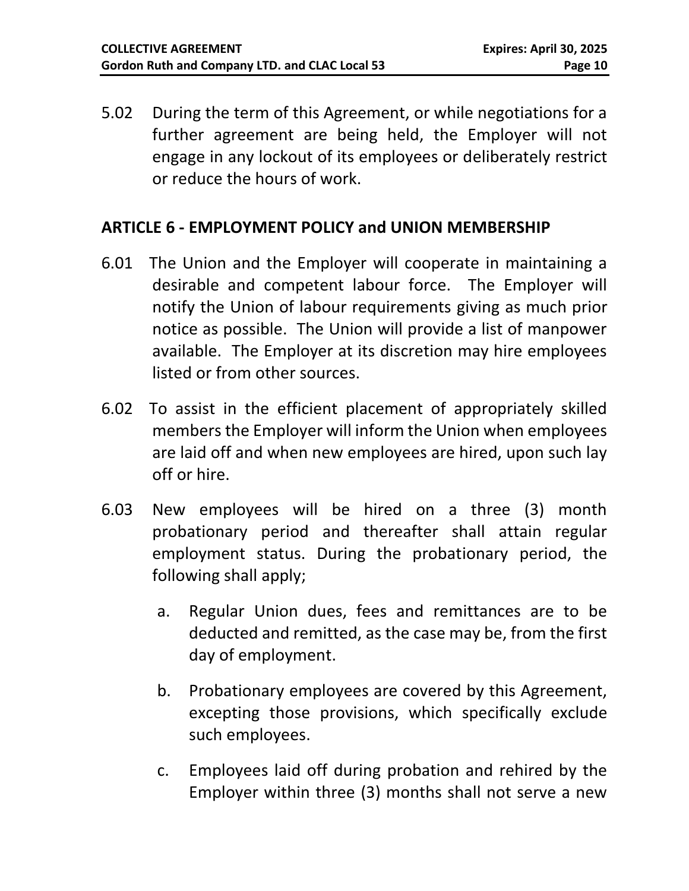5.02 During the term of this Agreement, or while negotiations for a further agreement are being held, the Employer will not engage in any lockout of its employees or deliberately restrict or reduce the hours of work.

## ARTICLE 6 - EMPLOYMENT POLICY and UNION MEMBERSHIP

6.01 The Union and the Employer will cooperate in maintaining a desirable and competent labour force. The Employer will notify the Union of labour requirements giving as much prior notice as possible. The Union will provide a list of manpower available. The Employer at its discretion may hire employees listed or from other sources.

6.02 To assist in the efficient placement of appropriately skilled members the Employer will inform the Union when employees are laid off and when new employees are hired, upon such lay off or hire.

6.03 New employees will be hired on a three (3) month probationary period and thereafter shall attain regular employment status. During the probationary period, the following shall apply;

a. Regular Union dues, fees and remittances are to be deducted and remitted, as the case may be, from the first day of employment.

b. Probationary employees are covered by this Agreement, excepting those provisions, which specifically exclude such employees.

c. Employees laid off during probation and rehired by the Employer within three (3) months shall not serve a new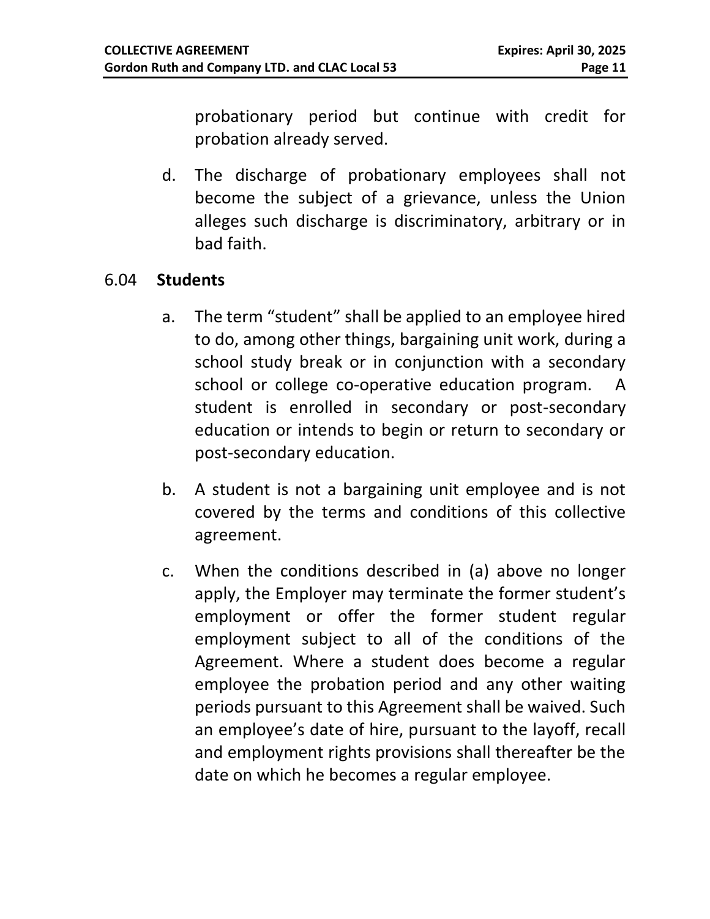probationary period but continue with credit for probation already served.

d. The discharge of probationary employees shall not become the subject of a grievance, unless the Union alleges such discharge is discriminatory, arbitrary or in bad faith.

6.04 **Students**

a. The term "student" shall be applied to an employee hired to do, among other things, bargaining unit work, during a school study break or in conjunction with a secondary school or college co-operative education program. A student is enrolled in secondary or post-secondary education or intends to begin or return to secondary or post-secondary education.

b. A student is not a bargaining unit employee and is not covered by the terms and conditions of this collective agreement.

c. When the conditions described in (a) above no longer apply, the Employer may terminate the former student's employment or offer the former student regular employment subject to all of the conditions of the Agreement. Where a student does become a regular employee the probation period and any other waiting periods pursuant to this Agreement shall be waived. Such an employee's date of hire, pursuant to the layoff, recall and employment rights provisions shall thereafter be the date on which he becomes a regular employee.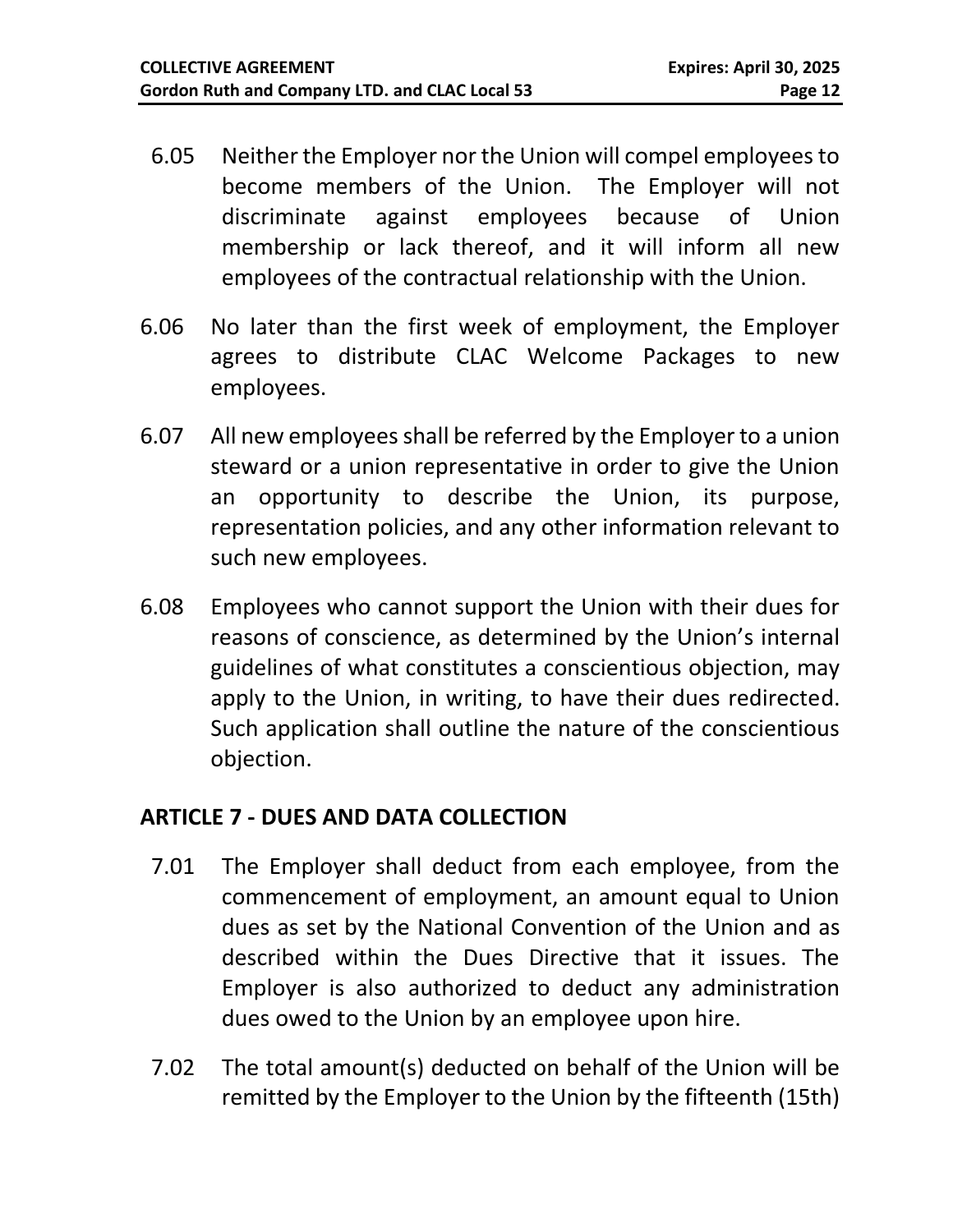6.05 Neither the Employer nor the Union will compel employees to become members of the Union. The Employer will not discriminate against employees because of Union membership or lack thereof, and it will inform all new employees of the contractual relationship with the Union.

6.06 No later than the first week of employment, the Employer agrees to distribute CLAC Welcome Packages to new employees.

6.07 All new employees shall be referred by the Employer to a union steward or a union representative in order to give the Union an opportunity to describe the Union, its purpose, representation policies, and any other information relevant to such new employees.

6.08 Employees who cannot support the Union with their dues for reasons of conscience, as determined by the Union's internal guidelines of what constitutes a conscientious objection, may apply to the Union, in writing, to have their dues redirected. Such application shall outline the nature of the conscientious objection.

## ARTICLE 7 - DUES AND DATA COLLECTION

7.01 The Employer shall deduct from each employee, from the commencement of employment, an amount equal to Union dues as set by the National Convention of the Union and as described within the Dues Directive that it issues. The Employer is also authorized to deduct any administration dues owed to the Union by an employee upon hire.

7.02 The total amount(s) deducted on behalf of the Union will be remitted by the Employer to the Union by the fifteenth (15th)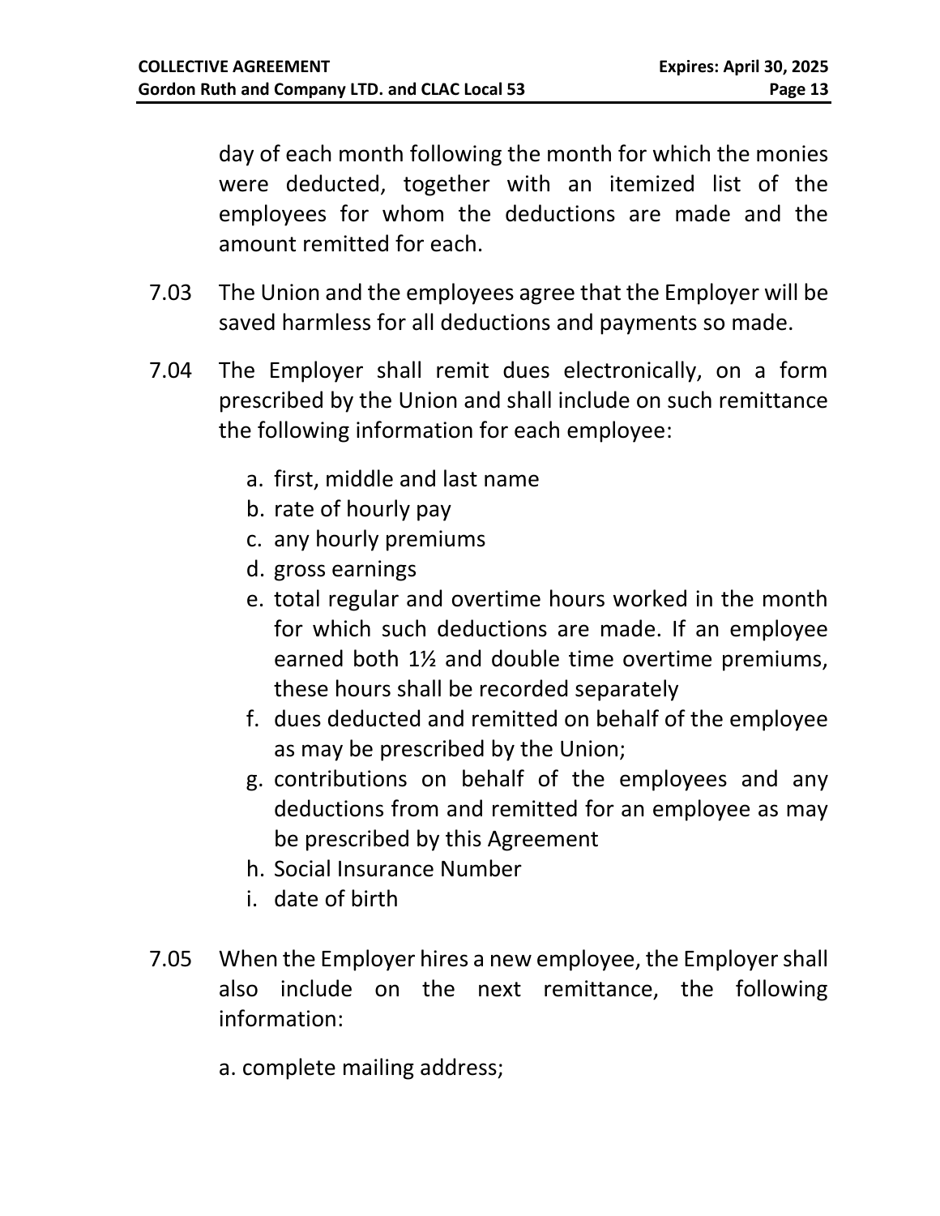day of each month following the month for which the monies were deducted, together with an itemized list of the employees for whom the deductions are made and the amount remitted for each.

7.03 The Union and the employees agree that the Employer will be saved harmless for all deductions and payments so made.

7.04 The Employer shall remit dues electronically, on a form prescribed by the Union and shall include on such remittance the following information for each employee:

a. first, middle and last name
b. rate of hourly pay
c. any hourly premiums
d. gross earnings
e. total regular and overtime hours worked in the month for which such deductions are made. If an employee earned both 1½ and double time overtime premiums, these hours shall be recorded separately
f. dues deducted and remitted on behalf of the employee as may be prescribed by the Union;
g. contributions on behalf of the employees and any deductions from and remitted for an employee as may be prescribed by this Agreement
h. Social Insurance Number
i. date of birth

7.05 When the Employer hires a new employee, the Employer shall also include on the next remittance, the following information:

a. complete mailing address;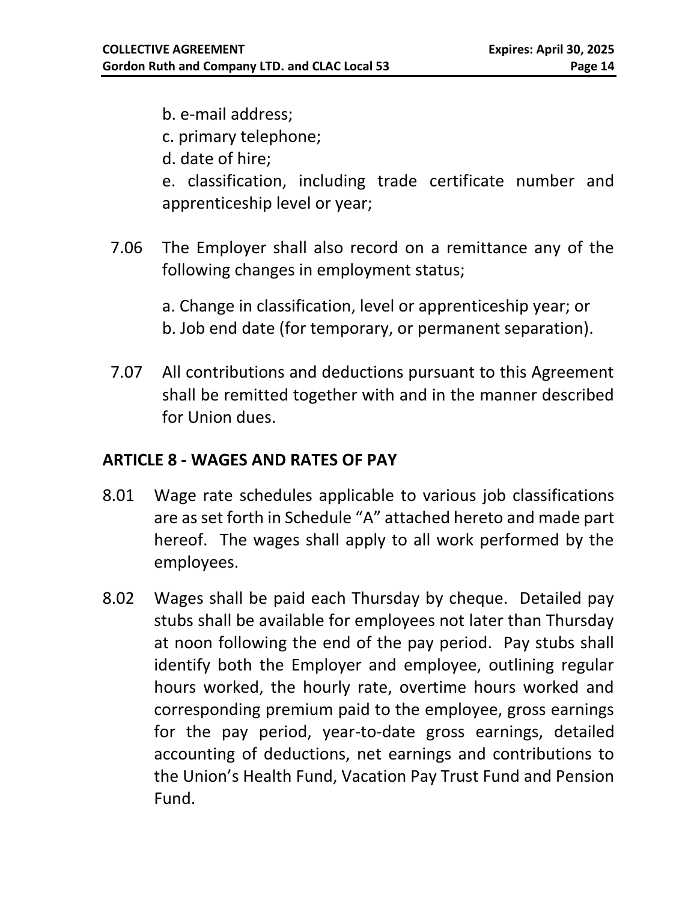b. e-mail address;  
c. primary telephone;  
d. date of hire;  
e. classification, including trade certificate number and apprenticeship level or year;

7.06 The Employer shall also record on a remittance any of the following changes in employment status;

a. Change in classification, level or apprenticeship year; or  
b. Job end date (for temporary, or permanent separation).

7.07 All contributions and deductions pursuant to this Agreement shall be remitted together with and in the manner described for Union dues.

## ARTICLE 8 - WAGES AND RATES OF PAY

8.01 Wage rate schedules applicable to various job classifications are as set forth in Schedule "A" attached hereto and made part hereof. The wages shall apply to all work performed by the employees.

8.02 Wages shall be paid each Thursday by cheque. Detailed pay stubs shall be available for employees not later than Thursday at noon following the end of the pay period. Pay stubs shall identify both the Employer and employee, outlining regular hours worked, the hourly rate, overtime hours worked and corresponding premium paid to the employee, gross earnings for the pay period, year-to-date gross earnings, detailed accounting of deductions, net earnings and contributions to the Union's Health Fund, Vacation Pay Trust Fund and Pension Fund.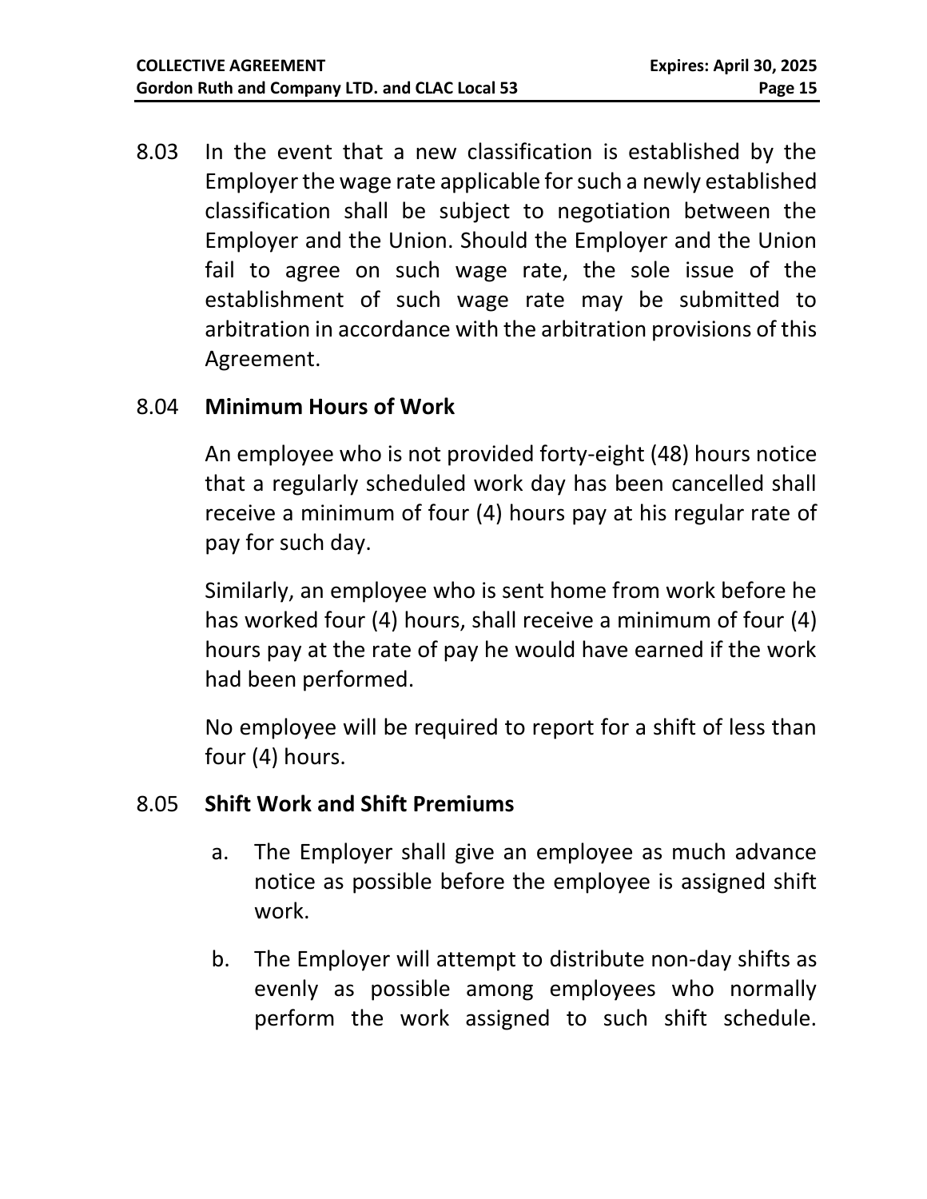8.03 In the event that a new classification is established by the Employer the wage rate applicable for such a newly established classification shall be subject to negotiation between the Employer and the Union. Should the Employer and the Union fail to agree on such wage rate, the sole issue of the establishment of such wage rate may be submitted to arbitration in accordance with the arbitration provisions of this Agreement.

8.04 **Minimum Hours of Work**

An employee who is not provided forty-eight (48) hours notice that a regularly scheduled work day has been cancelled shall receive a minimum of four (4) hours pay at his regular rate of pay for such day.

Similarly, an employee who is sent home from work before he has worked four (4) hours, shall receive a minimum of four (4) hours pay at the rate of pay he would have earned if the work had been performed.

No employee will be required to report for a shift of less than four (4) hours.

8.05 **Shift Work and Shift Premiums**

a. The Employer shall give an employee as much advance notice as possible before the employee is assigned shift work.

b. The Employer will attempt to distribute non-day shifts as evenly as possible among employees who normally perform the work assigned to such shift schedule.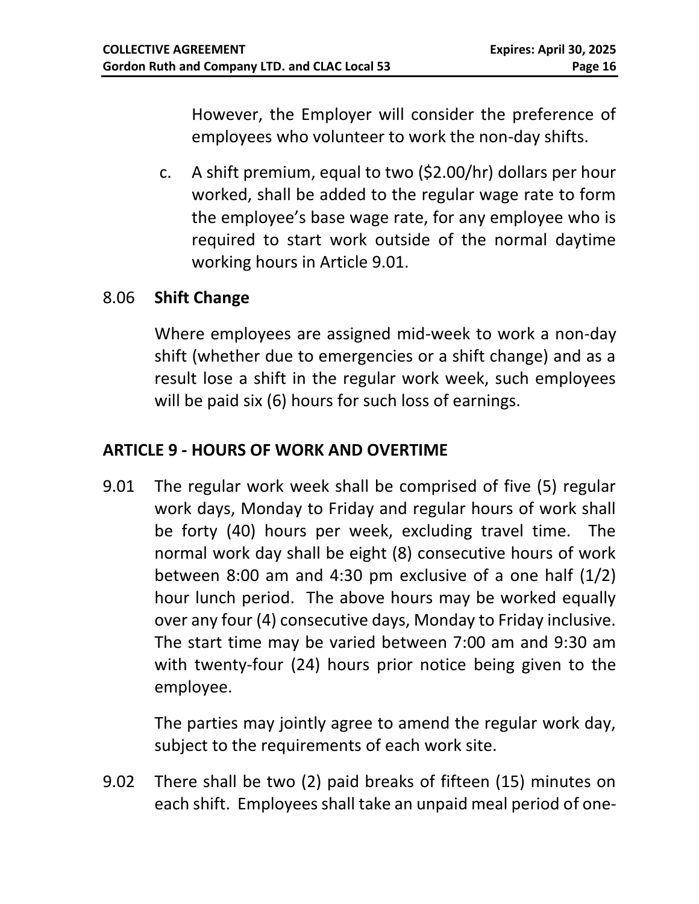However, the Employer will consider the preference of employees who volunteer to work the non-day shifts.

c. A shift premium, equal to two ($2.00/hr) dollars per hour worked, shall be added to the regular wage rate to form the employee's base wage rate, for any employee who is required to start work outside of the normal daytime working hours in Article 9.01.

8.06 **Shift Change**

Where employees are assigned mid-week to work a non-day shift (whether due to emergencies or a shift change) and as a result lose a shift in the regular work week, such employees will be paid six (6) hours for such loss of earnings.

## ARTICLE 9 - HOURS OF WORK AND OVERTIME

9.01 The regular work week shall be comprised of five (5) regular work days, Monday to Friday and regular hours of work shall be forty (40) hours per week, excluding travel time. The normal work day shall be eight (8) consecutive hours of work between 8:00 am and 4:30 pm exclusive of a one half (1/2) hour lunch period. The above hours may be worked equally over any four (4) consecutive days, Monday to Friday inclusive. The start time may be varied between 7:00 am and 9:30 am with twenty-four (24) hours prior notice being given to the employee.

The parties may jointly agree to amend the regular work day, subject to the requirements of each work site.

9.02 There shall be two (2) paid breaks of fifteen (15) minutes on each shift. Employees shall take an unpaid meal period of one-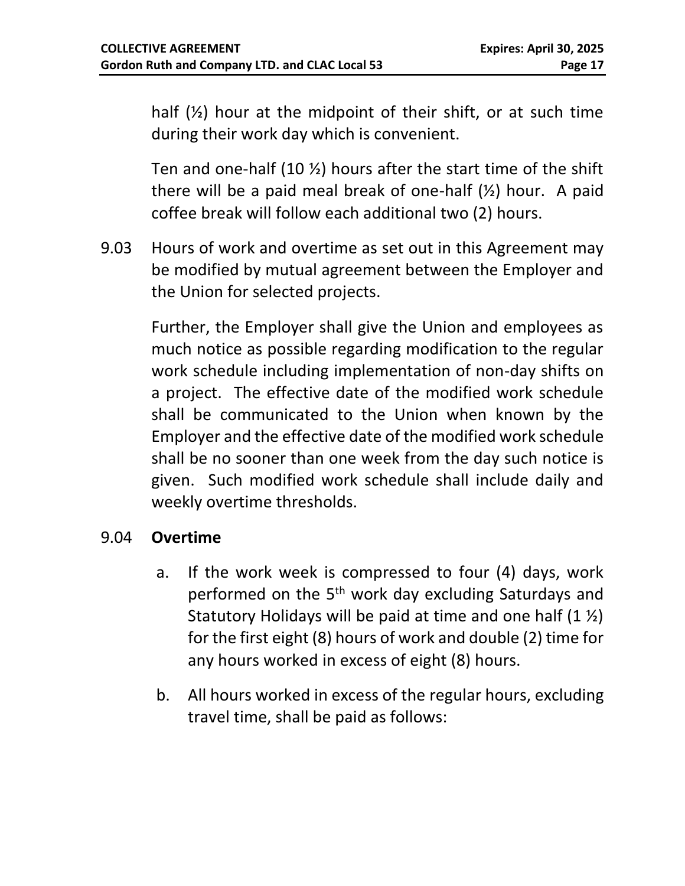half (½) hour at the midpoint of their shift, or at such time during their work day which is convenient.

Ten and one-half (10 ½) hours after the start time of the shift there will be a paid meal break of one-half (½) hour. A paid coffee break will follow each additional two (2) hours.

9.03 Hours of work and overtime as set out in this Agreement may be modified by mutual agreement between the Employer and the Union for selected projects.

Further, the Employer shall give the Union and employees as much notice as possible regarding modification to the regular work schedule including implementation of non-day shifts on a project. The effective date of the modified work schedule shall be communicated to the Union when known by the Employer and the effective date of the modified work schedule shall be no sooner than one week from the day such notice is given. Such modified work schedule shall include daily and weekly overtime thresholds.

9.04 **Overtime**

a. If the work week is compressed to four (4) days, work performed on the 5th work day excluding Saturdays and Statutory Holidays will be paid at time and one half (1 ½) for the first eight (8) hours of work and double (2) time for any hours worked in excess of eight (8) hours.

b. All hours worked in excess of the regular hours, excluding travel time, shall be paid as follows: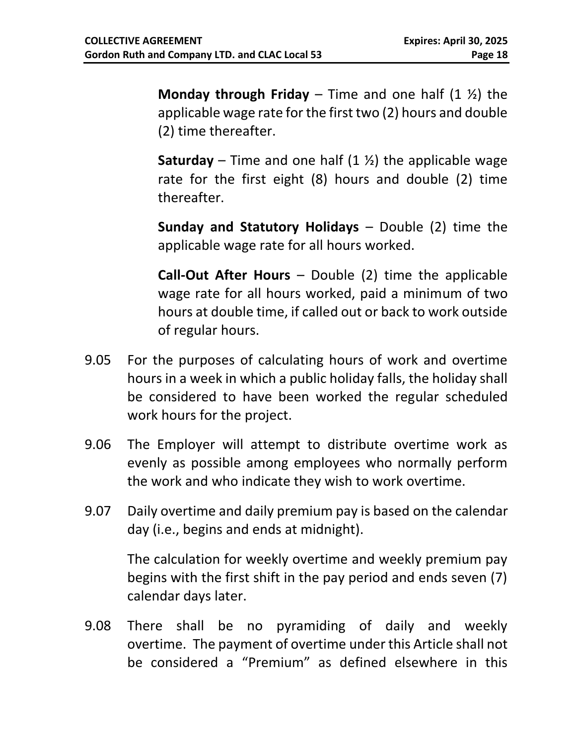**Monday through Friday** – Time and one half (1 ½) the applicable wage rate for the first two (2) hours and double (2) time thereafter.

**Saturday** – Time and one half (1 ½) the applicable wage rate for the first eight (8) hours and double (2) time thereafter.

**Sunday and Statutory Holidays** – Double (2) time the applicable wage rate for all hours worked.

**Call-Out After Hours** – Double (2) time the applicable wage rate for all hours worked, paid a minimum of two hours at double time, if called out or back to work outside of regular hours.

9.05 For the purposes of calculating hours of work and overtime hours in a week in which a public holiday falls, the holiday shall be considered to have been worked the regular scheduled work hours for the project.

9.06 The Employer will attempt to distribute overtime work as evenly as possible among employees who normally perform the work and who indicate they wish to work overtime.

9.07 Daily overtime and daily premium pay is based on the calendar day (i.e., begins and ends at midnight).

The calculation for weekly overtime and weekly premium pay begins with the first shift in the pay period and ends seven (7) calendar days later.

9.08 There shall be no pyramiding of daily and weekly overtime. The payment of overtime under this Article shall not be considered a "Premium" as defined elsewhere in this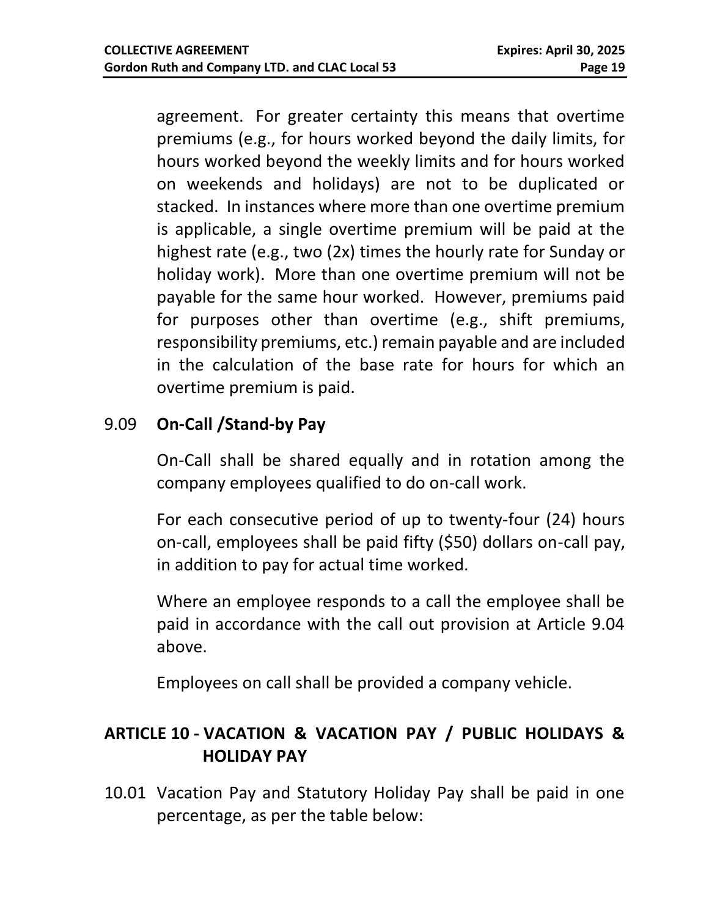agreement. For greater certainty this means that overtime premiums (e.g., for hours worked beyond the daily limits, for hours worked beyond the weekly limits and for hours worked on weekends and holidays) are not to be duplicated or stacked. In instances where more than one overtime premium is applicable, a single overtime premium will be paid at the highest rate (e.g., two (2x) times the hourly rate for Sunday or holiday work). More than one overtime premium will not be payable for the same hour worked. However, premiums paid for purposes other than overtime (e.g., shift premiums, responsibility premiums, etc.) remain payable and are included in the calculation of the base rate for hours for which an overtime premium is paid.

9.09 **On-Call /Stand-by Pay**

On-Call shall be shared equally and in rotation among the company employees qualified to do on-call work.

For each consecutive period of up to twenty-four (24) hours on-call, employees shall be paid fifty ($50) dollars on-call pay, in addition to pay for actual time worked.

Where an employee responds to a call the employee shall be paid in accordance with the call out provision at Article 9.04 above.

Employees on call shall be provided a company vehicle.

## ARTICLE 10 - VACATION & VACATION PAY / PUBLIC HOLIDAYS & HOLIDAY PAY

10.01 Vacation Pay and Statutory Holiday Pay shall be paid in one percentage, as per the table below: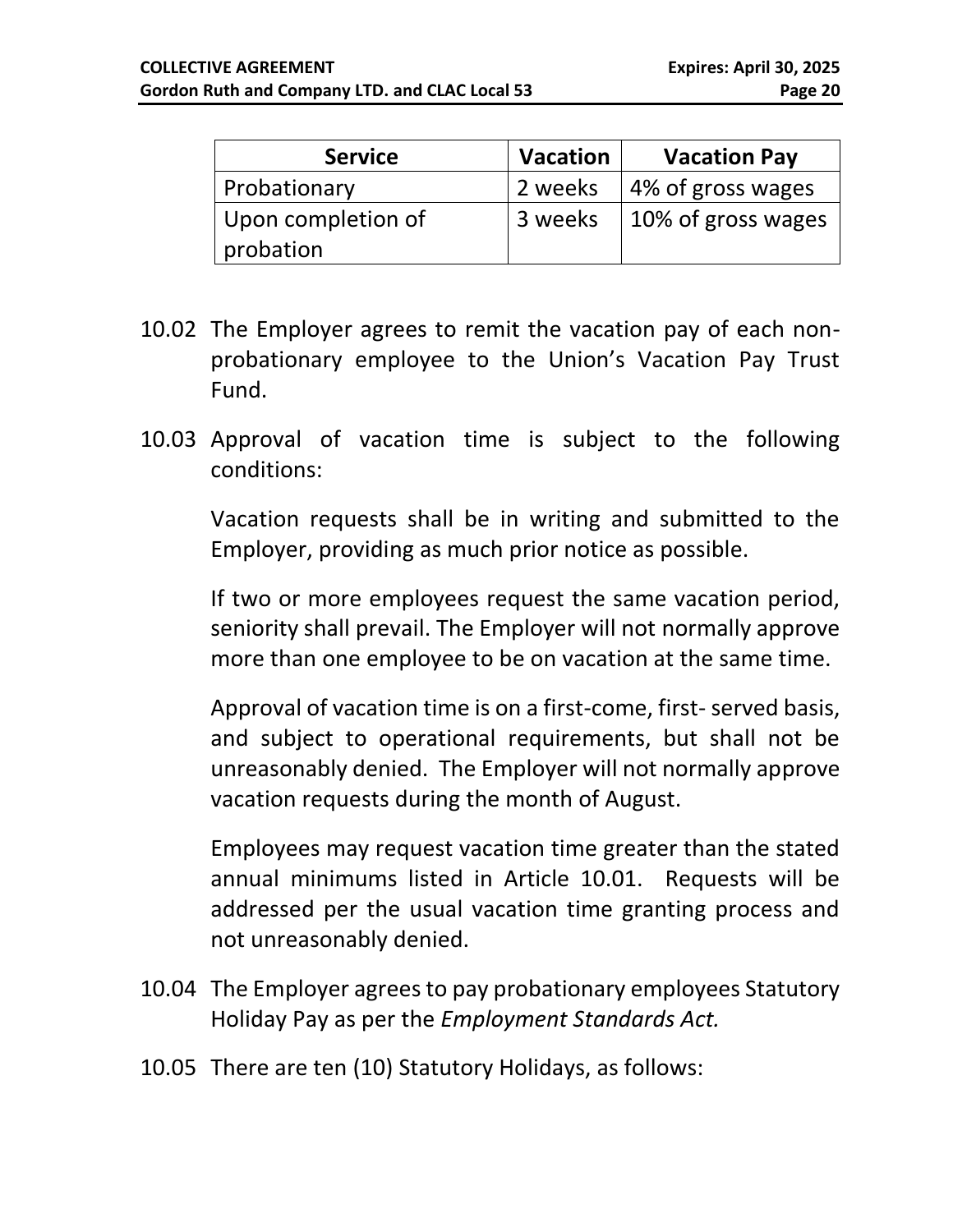| Service | Vacation | Vacation Pay |
| --- | --- | --- |
| Probationary | 2 weeks | 4% of gross wages |
| Upon completion of probation | 3 weeks | 10% of gross wages |

10.02 The Employer agrees to remit the vacation pay of each non-probationary employee to the Union's Vacation Pay Trust Fund.

10.03 Approval of vacation time is subject to the following conditions:

Vacation requests shall be in writing and submitted to the Employer, providing as much prior notice as possible.

If two or more employees request the same vacation period, seniority shall prevail. The Employer will not normally approve more than one employee to be on vacation at the same time.

Approval of vacation time is on a first-come, first- served basis, and subject to operational requirements, but shall not be unreasonably denied. The Employer will not normally approve vacation requests during the month of August.

Employees may request vacation time greater than the stated annual minimums listed in Article 10.01. Requests will be addressed per the usual vacation time granting process and not unreasonably denied.

10.04 The Employer agrees to pay probationary employees Statutory Holiday Pay as per the *Employment Standards Act.*

10.05 There are ten (10) Statutory Holidays, as follows: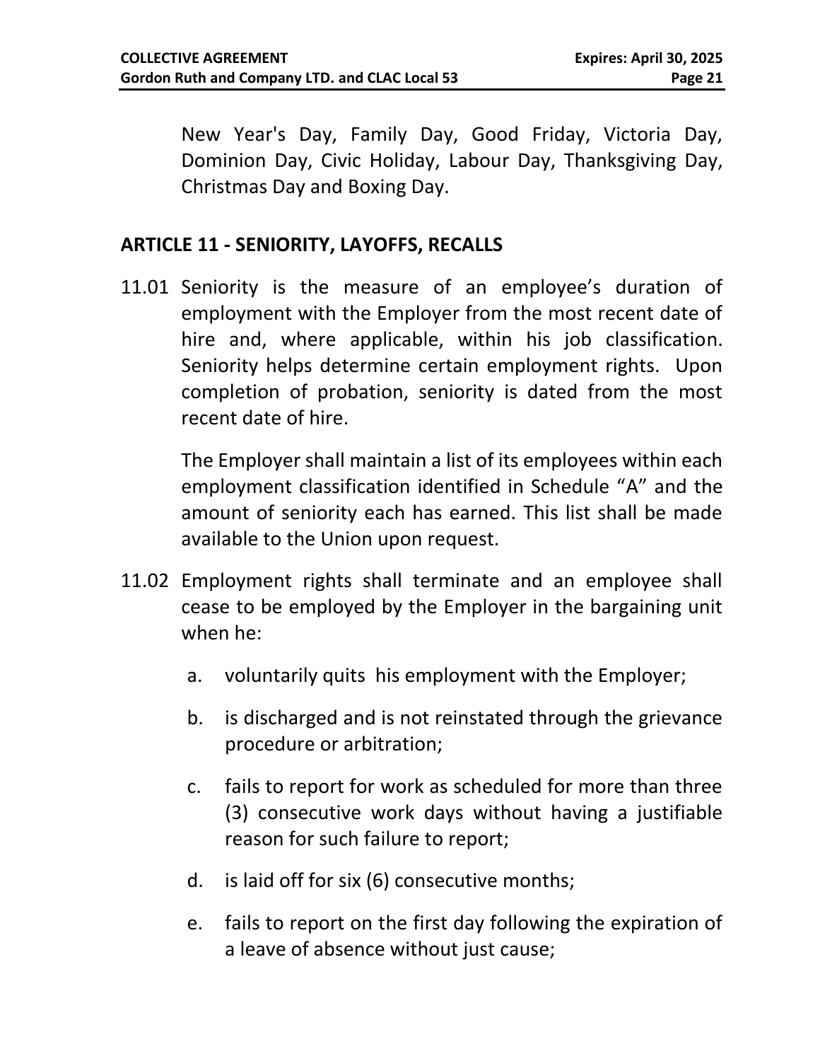New Year's Day, Family Day, Good Friday, Victoria Day, Dominion Day, Civic Holiday, Labour Day, Thanksgiving Day, Christmas Day and Boxing Day.

## ARTICLE 11 - SENIORITY, LAYOFFS, RECALLS

11.01 Seniority is the measure of an employee's duration of employment with the Employer from the most recent date of hire and, where applicable, within his job classification. Seniority helps determine certain employment rights. Upon completion of probation, seniority is dated from the most recent date of hire.

The Employer shall maintain a list of its employees within each employment classification identified in Schedule "A" and the amount of seniority each has earned. This list shall be made available to the Union upon request.

11.02 Employment rights shall terminate and an employee shall cease to be employed by the Employer in the bargaining unit when he:

a. voluntarily quits his employment with the Employer;

b. is discharged and is not reinstated through the grievance procedure or arbitration;

c. fails to report for work as scheduled for more than three (3) consecutive work days without having a justifiable reason for such failure to report;

d. is laid off for six (6) consecutive months;

e. fails to report on the first day following the expiration of a leave of absence without just cause;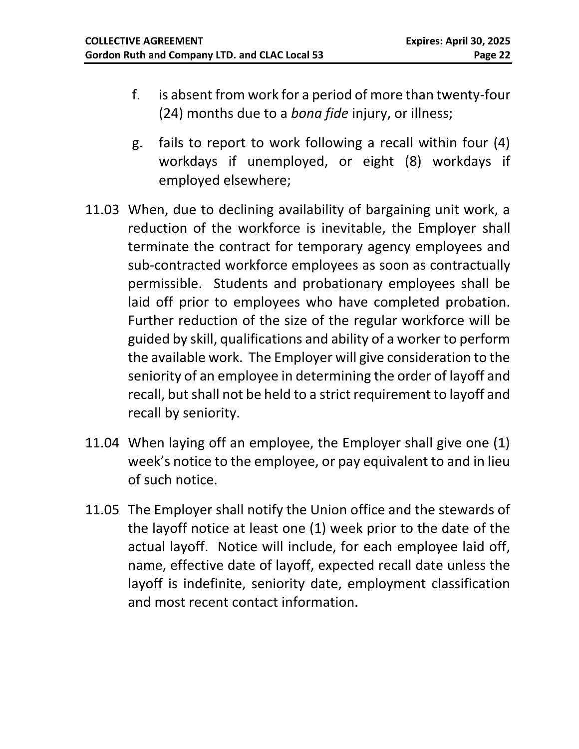f. is absent from work for a period of more than twenty-four (24) months due to a *bona fide* injury, or illness;

g. fails to report to work following a recall within four (4) workdays if unemployed, or eight (8) workdays if employed elsewhere;

11.03 When, due to declining availability of bargaining unit work, a reduction of the workforce is inevitable, the Employer shall terminate the contract for temporary agency employees and sub-contracted workforce employees as soon as contractually permissible. Students and probationary employees shall be laid off prior to employees who have completed probation. Further reduction of the size of the regular workforce will be guided by skill, qualifications and ability of a worker to perform the available work. The Employer will give consideration to the seniority of an employee in determining the order of layoff and recall, but shall not be held to a strict requirement to layoff and recall by seniority.

11.04 When laying off an employee, the Employer shall give one (1) week's notice to the employee, or pay equivalent to and in lieu of such notice.

11.05 The Employer shall notify the Union office and the stewards of the layoff notice at least one (1) week prior to the date of the actual layoff. Notice will include, for each employee laid off, name, effective date of layoff, expected recall date unless the layoff is indefinite, seniority date, employment classification and most recent contact information.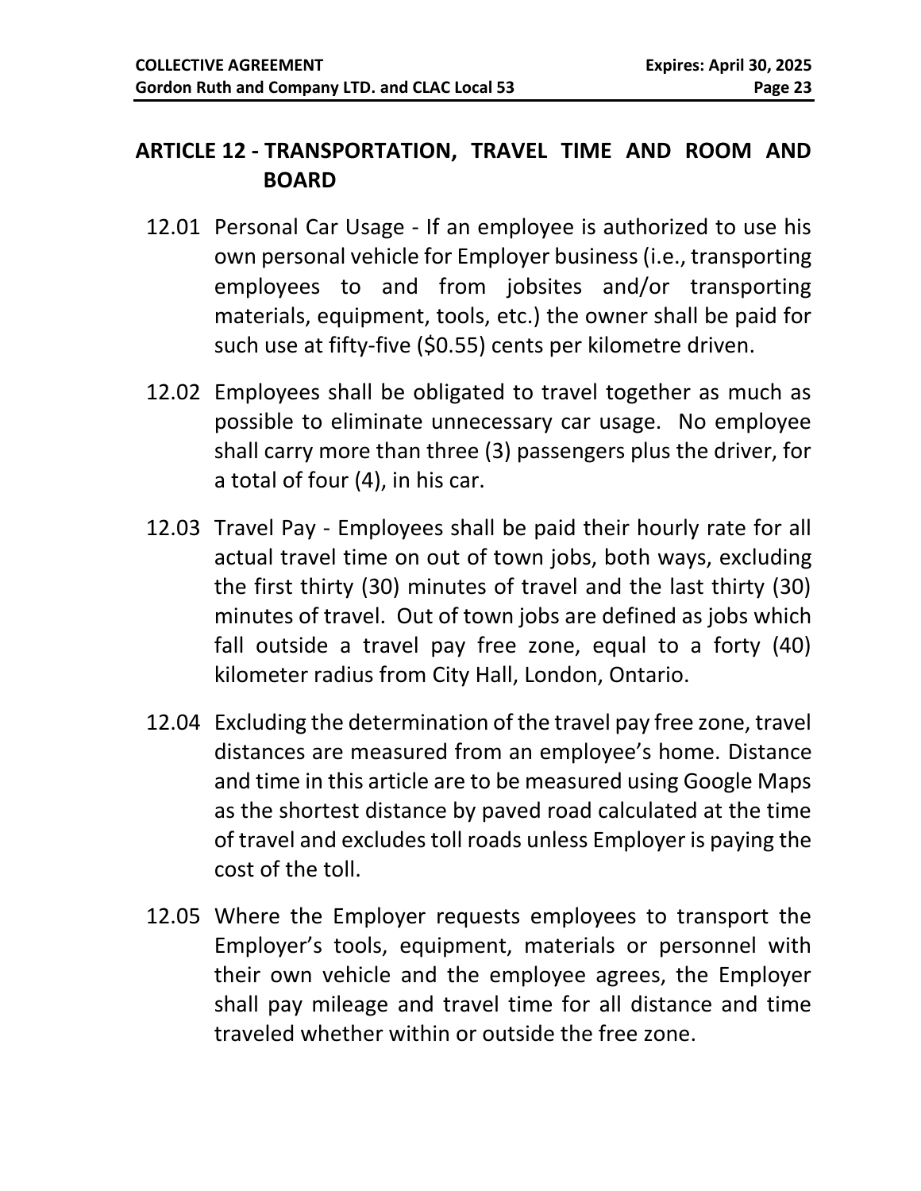## ARTICLE 12 - TRANSPORTATION, TRAVEL TIME AND ROOM AND BOARD

12.01 Personal Car Usage - If an employee is authorized to use his own personal vehicle for Employer business (i.e., transporting employees to and from jobsites and/or transporting materials, equipment, tools, etc.) the owner shall be paid for such use at fifty-five ($0.55) cents per kilometre driven.

12.02 Employees shall be obligated to travel together as much as possible to eliminate unnecessary car usage. No employee shall carry more than three (3) passengers plus the driver, for a total of four (4), in his car.

12.03 Travel Pay - Employees shall be paid their hourly rate for all actual travel time on out of town jobs, both ways, excluding the first thirty (30) minutes of travel and the last thirty (30) minutes of travel. Out of town jobs are defined as jobs which fall outside a travel pay free zone, equal to a forty (40) kilometer radius from City Hall, London, Ontario.

12.04 Excluding the determination of the travel pay free zone, travel distances are measured from an employee's home. Distance and time in this article are to be measured using Google Maps as the shortest distance by paved road calculated at the time of travel and excludes toll roads unless Employer is paying the cost of the toll.

12.05 Where the Employer requests employees to transport the Employer's tools, equipment, materials or personnel with their own vehicle and the employee agrees, the Employer shall pay mileage and travel time for all distance and time traveled whether within or outside the free zone.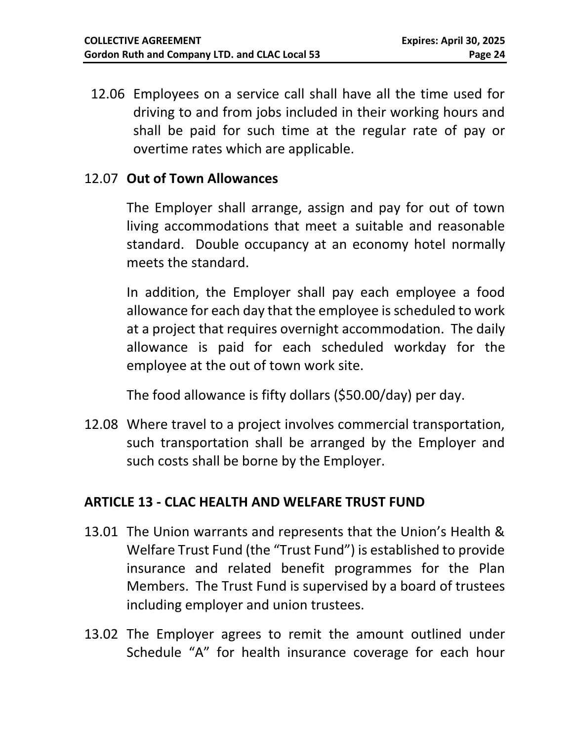12.06 Employees on a service call shall have all the time used for driving to and from jobs included in their working hours and shall be paid for such time at the regular rate of pay or overtime rates which are applicable.

12.07 **Out of Town Allowances**

The Employer shall arrange, assign and pay for out of town living accommodations that meet a suitable and reasonable standard. Double occupancy at an economy hotel normally meets the standard.

In addition, the Employer shall pay each employee a food allowance for each day that the employee is scheduled to work at a project that requires overnight accommodation. The daily allowance is paid for each scheduled workday for the employee at the out of town work site.

The food allowance is fifty dollars ($50.00/day) per day.

12.08 Where travel to a project involves commercial transportation, such transportation shall be arranged by the Employer and such costs shall be borne by the Employer.

## ARTICLE 13 - CLAC HEALTH AND WELFARE TRUST FUND

13.01 The Union warrants and represents that the Union's Health & Welfare Trust Fund (the "Trust Fund") is established to provide insurance and related benefit programmes for the Plan Members. The Trust Fund is supervised by a board of trustees including employer and union trustees.

13.02 The Employer agrees to remit the amount outlined under Schedule "A" for health insurance coverage for each hour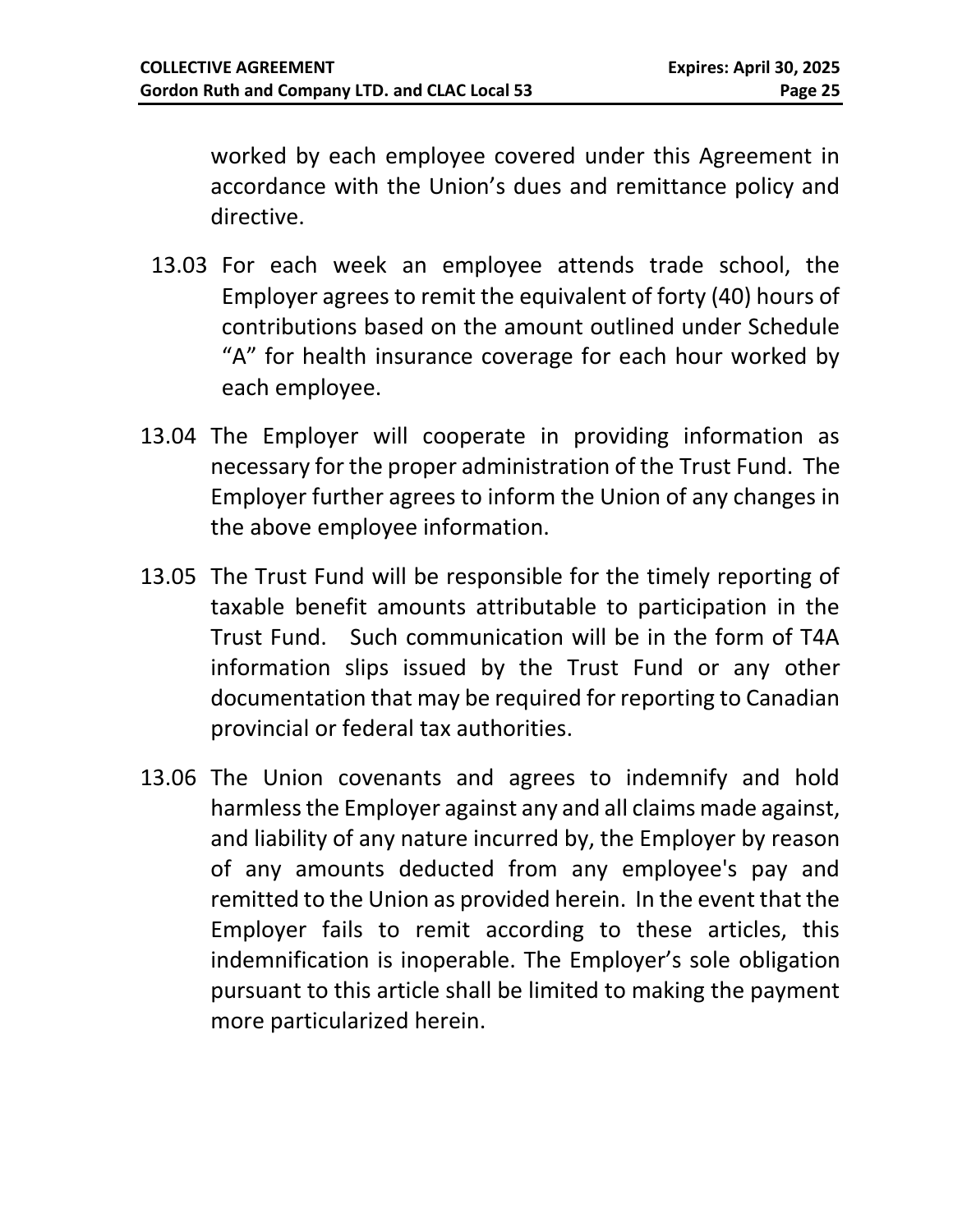worked by each employee covered under this Agreement in accordance with the Union's dues and remittance policy and directive.

13.03 For each week an employee attends trade school, the Employer agrees to remit the equivalent of forty (40) hours of contributions based on the amount outlined under Schedule "A" for health insurance coverage for each hour worked by each employee.

13.04 The Employer will cooperate in providing information as necessary for the proper administration of the Trust Fund. The Employer further agrees to inform the Union of any changes in the above employee information.

13.05 The Trust Fund will be responsible for the timely reporting of taxable benefit amounts attributable to participation in the Trust Fund. Such communication will be in the form of T4A information slips issued by the Trust Fund or any other documentation that may be required for reporting to Canadian provincial or federal tax authorities.

13.06 The Union covenants and agrees to indemnify and hold harmless the Employer against any and all claims made against, and liability of any nature incurred by, the Employer by reason of any amounts deducted from any employee's pay and remitted to the Union as provided herein. In the event that the Employer fails to remit according to these articles, this indemnification is inoperable. The Employer's sole obligation pursuant to this article shall be limited to making the payment more particularized herein.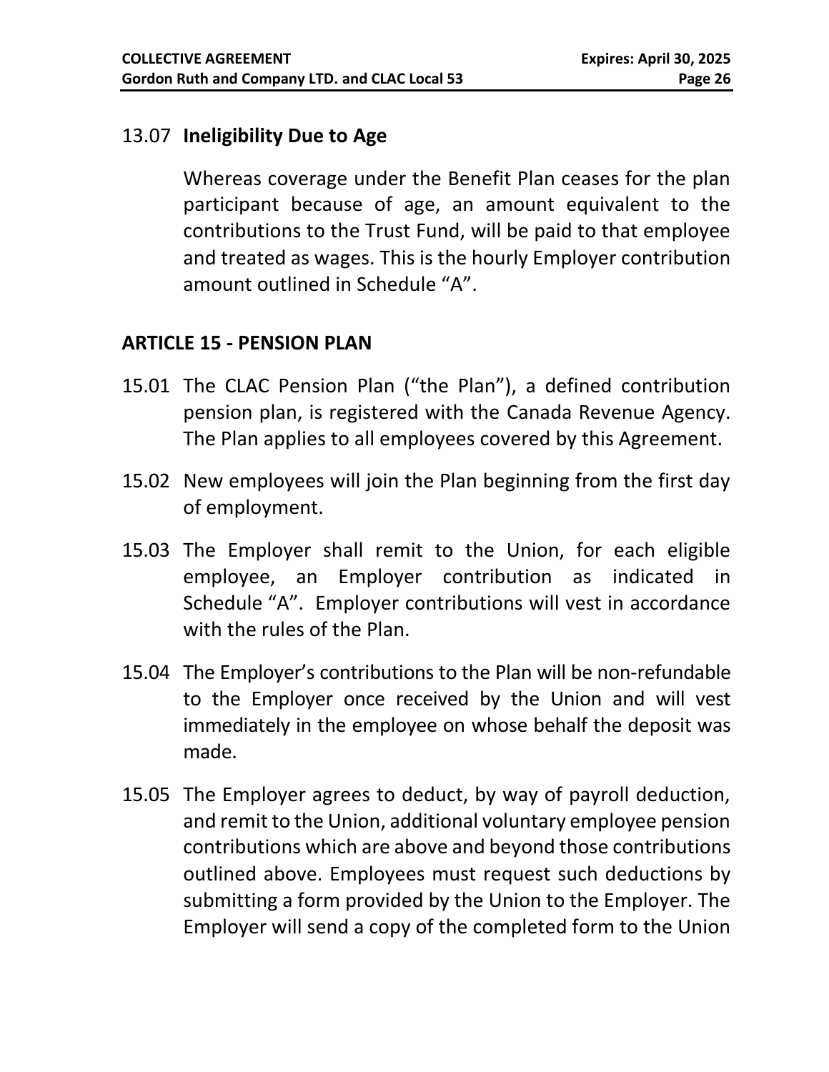13.07 **Ineligibility Due to Age**

Whereas coverage under the Benefit Plan ceases for the plan participant because of age, an amount equivalent to the contributions to the Trust Fund, will be paid to that employee and treated as wages. This is the hourly Employer contribution amount outlined in Schedule “A”.

## ARTICLE 15 - PENSION PLAN

15.01 The CLAC Pension Plan (“the Plan”), a defined contribution pension plan, is registered with the Canada Revenue Agency. The Plan applies to all employees covered by this Agreement.

15.02 New employees will join the Plan beginning from the first day of employment.

15.03 The Employer shall remit to the Union, for each eligible employee, an Employer contribution as indicated in Schedule “A”. Employer contributions will vest in accordance with the rules of the Plan.

15.04 The Employer’s contributions to the Plan will be non-refundable to the Employer once received by the Union and will vest immediately in the employee on whose behalf the deposit was made.

15.05 The Employer agrees to deduct, by way of payroll deduction, and remit to the Union, additional voluntary employee pension contributions which are above and beyond those contributions outlined above. Employees must request such deductions by submitting a form provided by the Union to the Employer. The Employer will send a copy of the completed form to the Union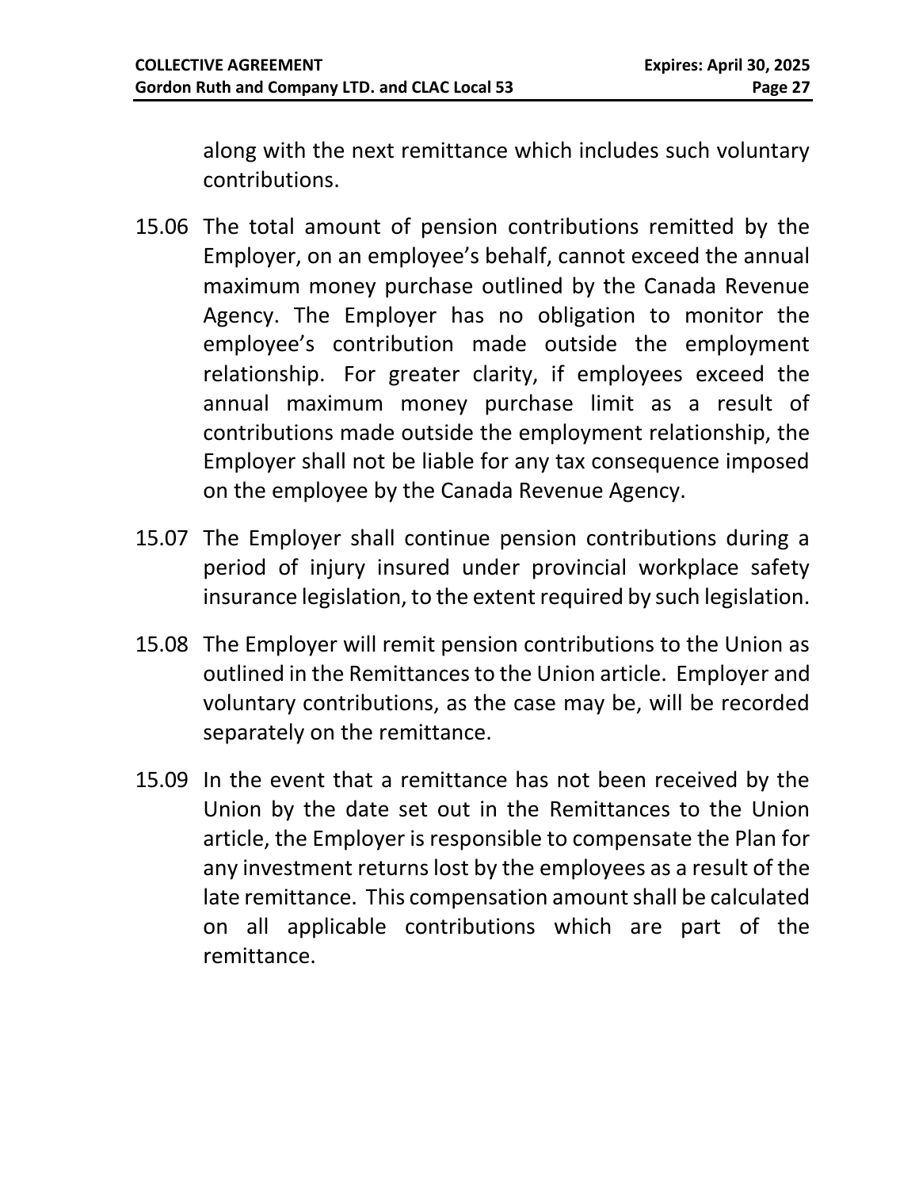along with the next remittance which includes such voluntary contributions.

15.06 The total amount of pension contributions remitted by the Employer, on an employee's behalf, cannot exceed the annual maximum money purchase outlined by the Canada Revenue Agency. The Employer has no obligation to monitor the employee's contribution made outside the employment relationship. For greater clarity, if employees exceed the annual maximum money purchase limit as a result of contributions made outside the employment relationship, the Employer shall not be liable for any tax consequence imposed on the employee by the Canada Revenue Agency.

15.07 The Employer shall continue pension contributions during a period of injury insured under provincial workplace safety insurance legislation, to the extent required by such legislation.

15.08 The Employer will remit pension contributions to the Union as outlined in the Remittances to the Union article. Employer and voluntary contributions, as the case may be, will be recorded separately on the remittance.

15.09 In the event that a remittance has not been received by the Union by the date set out in the Remittances to the Union article, the Employer is responsible to compensate the Plan for any investment returns lost by the employees as a result of the late remittance. This compensation amount shall be calculated on all applicable contributions which are part of the remittance.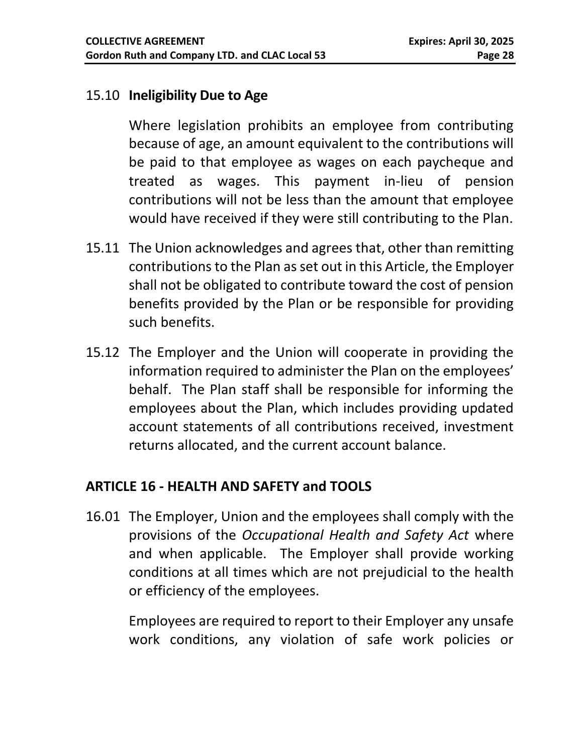15.10 **Ineligibility Due to Age**

Where legislation prohibits an employee from contributing because of age, an amount equivalent to the contributions will be paid to that employee as wages on each paycheque and treated as wages. This payment in-lieu of pension contributions will not be less than the amount that employee would have received if they were still contributing to the Plan.

15.11 The Union acknowledges and agrees that, other than remitting contributions to the Plan as set out in this Article, the Employer shall not be obligated to contribute toward the cost of pension benefits provided by the Plan or be responsible for providing such benefits.

15.12 The Employer and the Union will cooperate in providing the information required to administer the Plan on the employees' behalf. The Plan staff shall be responsible for informing the employees about the Plan, which includes providing updated account statements of all contributions received, investment returns allocated, and the current account balance.

## ARTICLE 16 - HEALTH AND SAFETY and TOOLS

16.01 The Employer, Union and the employees shall comply with the provisions of the *Occupational Health and Safety Act* where and when applicable. The Employer shall provide working conditions at all times which are not prejudicial to the health or efficiency of the employees.

Employees are required to report to their Employer any unsafe work conditions, any violation of safe work policies or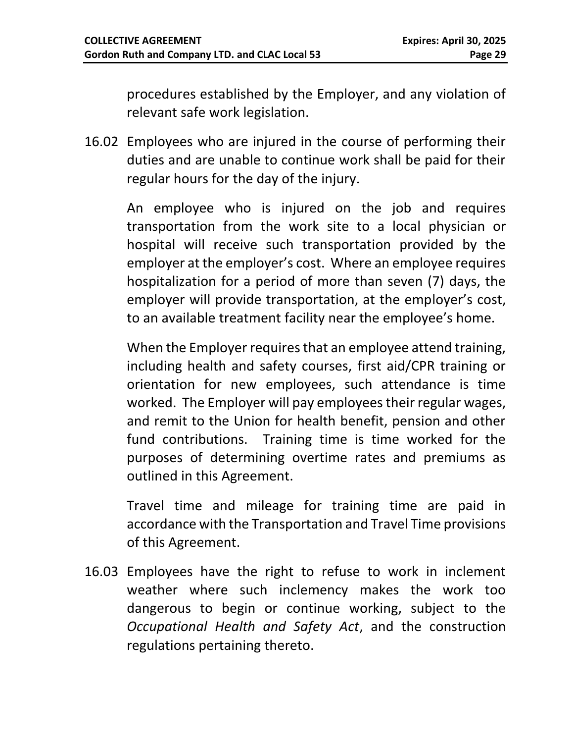procedures established by the Employer, and any violation of relevant safe work legislation.

16.02 Employees who are injured in the course of performing their duties and are unable to continue work shall be paid for their regular hours for the day of the injury.

An employee who is injured on the job and requires transportation from the work site to a local physician or hospital will receive such transportation provided by the employer at the employer's cost. Where an employee requires hospitalization for a period of more than seven (7) days, the employer will provide transportation, at the employer's cost, to an available treatment facility near the employee's home.

When the Employer requires that an employee attend training, including health and safety courses, first aid/CPR training or orientation for new employees, such attendance is time worked. The Employer will pay employees their regular wages, and remit to the Union for health benefit, pension and other fund contributions. Training time is time worked for the purposes of determining overtime rates and premiums as outlined in this Agreement.

Travel time and mileage for training time are paid in accordance with the Transportation and Travel Time provisions of this Agreement.

16.03 Employees have the right to refuse to work in inclement weather where such inclemency makes the work too dangerous to begin or continue working, subject to the *Occupational Health and Safety Act*, and the construction regulations pertaining thereto.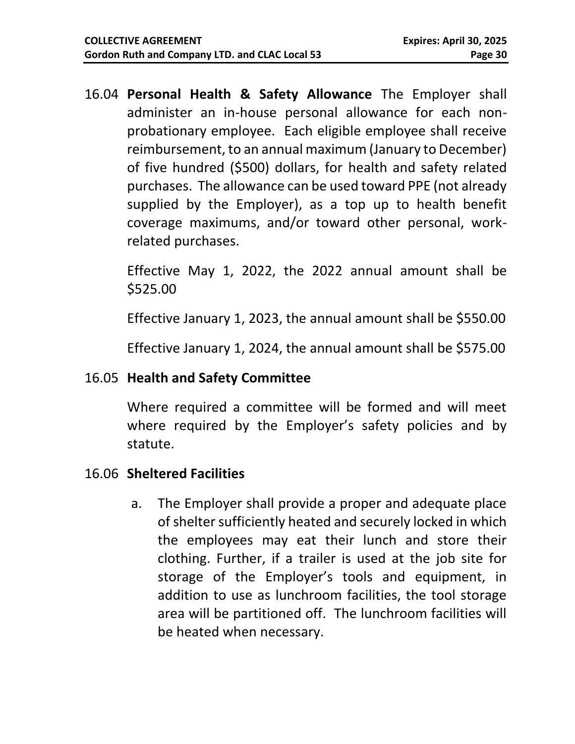16.04 **Personal Health & Safety Allowance** The Employer shall administer an in-house personal allowance for each non-probationary employee. Each eligible employee shall receive reimbursement, to an annual maximum (January to December) of five hundred ($500) dollars, for health and safety related purchases. The allowance can be used toward PPE (not already supplied by the Employer), as a top up to health benefit coverage maximums, and/or toward other personal, work-related purchases.

Effective May 1, 2022, the 2022 annual amount shall be $525.00

Effective January 1, 2023, the annual amount shall be $550.00

Effective January 1, 2024, the annual amount shall be $575.00

16.05 **Health and Safety Committee**

Where required a committee will be formed and will meet where required by the Employer's safety policies and by statute.

16.06 **Sheltered Facilities**

a. The Employer shall provide a proper and adequate place of shelter sufficiently heated and securely locked in which the employees may eat their lunch and store their clothing. Further, if a trailer is used at the job site for storage of the Employer's tools and equipment, in addition to use as lunchroom facilities, the tool storage area will be partitioned off. The lunchroom facilities will be heated when necessary.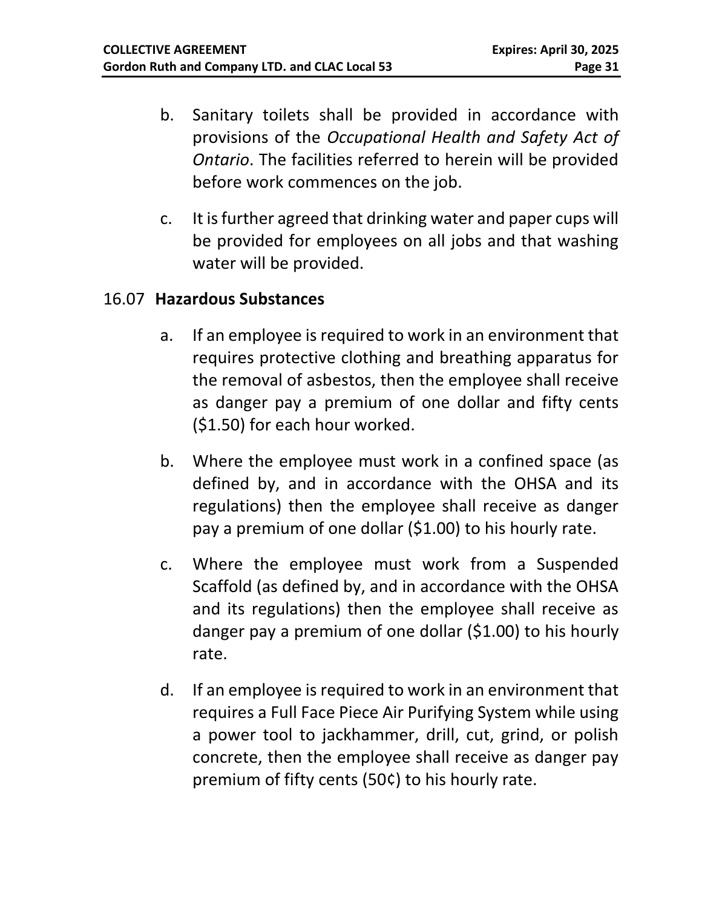b. Sanitary toilets shall be provided in accordance with provisions of the *Occupational Health and Safety Act of Ontario*. The facilities referred to herein will be provided before work commences on the job.

c. It is further agreed that drinking water and paper cups will be provided for employees on all jobs and that washing water will be provided.

### 16.07 Hazardous Substances

a. If an employee is required to work in an environment that requires protective clothing and breathing apparatus for the removal of asbestos, then the employee shall receive as danger pay a premium of one dollar and fifty cents ($1.50) for each hour worked.

b. Where the employee must work in a confined space (as defined by, and in accordance with the OHSA and its regulations) then the employee shall receive as danger pay a premium of one dollar ($1.00) to his hourly rate.

c. Where the employee must work from a Suspended Scaffold (as defined by, and in accordance with the OHSA and its regulations) then the employee shall receive as danger pay a premium of one dollar ($1.00) to his hourly rate.

d. If an employee is required to work in an environment that requires a Full Face Piece Air Purifying System while using a power tool to jackhammer, drill, cut, grind, or polish concrete, then the employee shall receive as danger pay premium of fifty cents (50¢) to his hourly rate.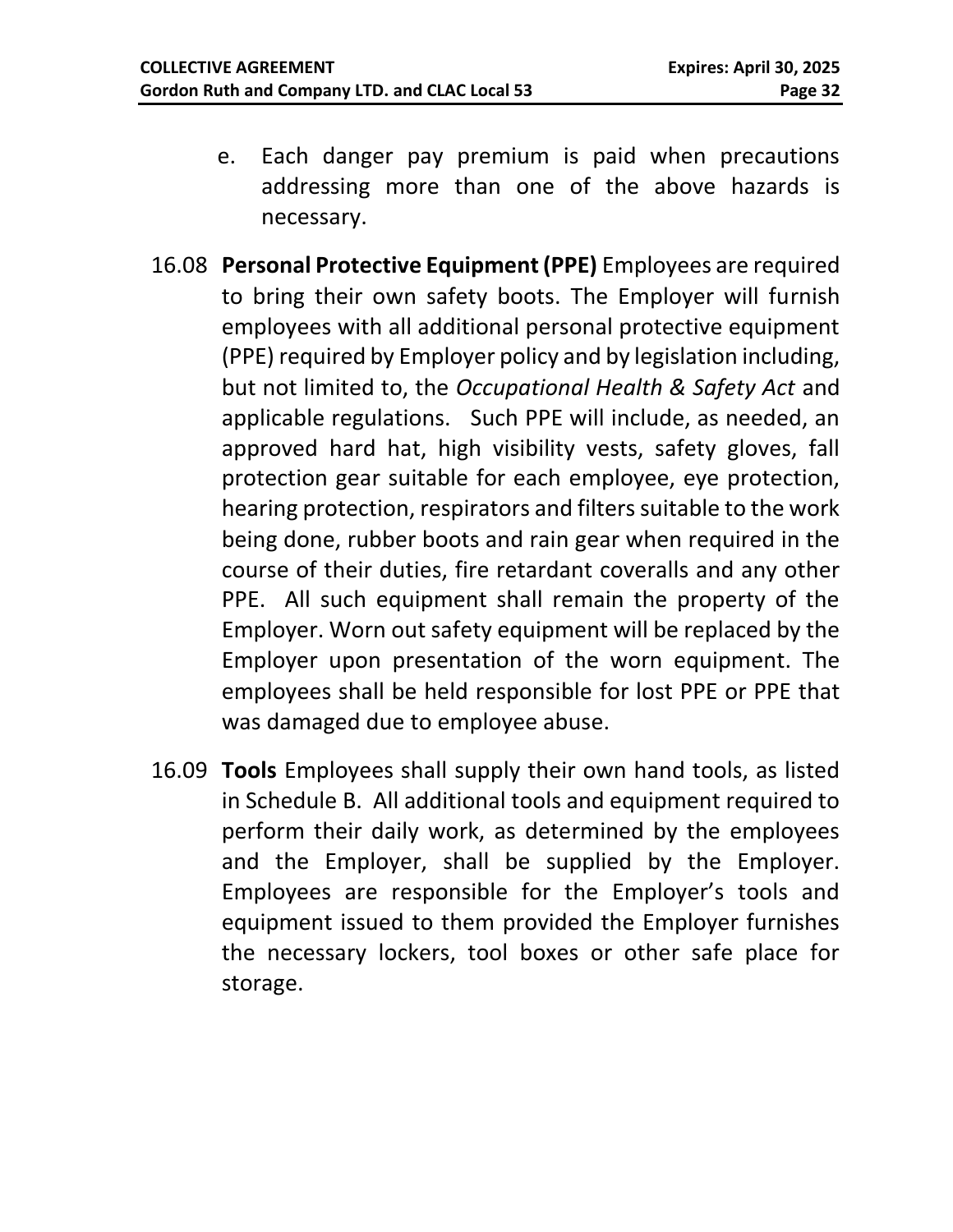e. Each danger pay premium is paid when precautions addressing more than one of the above hazards is necessary.

16.08 **Personal Protective Equipment (PPE)** Employees are required to bring their own safety boots. The Employer will furnish employees with all additional personal protective equipment (PPE) required by Employer policy and by legislation including, but not limited to, the *Occupational Health & Safety Act* and applicable regulations. Such PPE will include, as needed, an approved hard hat, high visibility vests, safety gloves, fall protection gear suitable for each employee, eye protection, hearing protection, respirators and filters suitable to the work being done, rubber boots and rain gear when required in the course of their duties, fire retardant coveralls and any other PPE. All such equipment shall remain the property of the Employer. Worn out safety equipment will be replaced by the Employer upon presentation of the worn equipment. The employees shall be held responsible for lost PPE or PPE that was damaged due to employee abuse.

16.09 **Tools** Employees shall supply their own hand tools, as listed in Schedule B. All additional tools and equipment required to perform their daily work, as determined by the employees and the Employer, shall be supplied by the Employer. Employees are responsible for the Employer's tools and equipment issued to them provided the Employer furnishes the necessary lockers, tool boxes or other safe place for storage.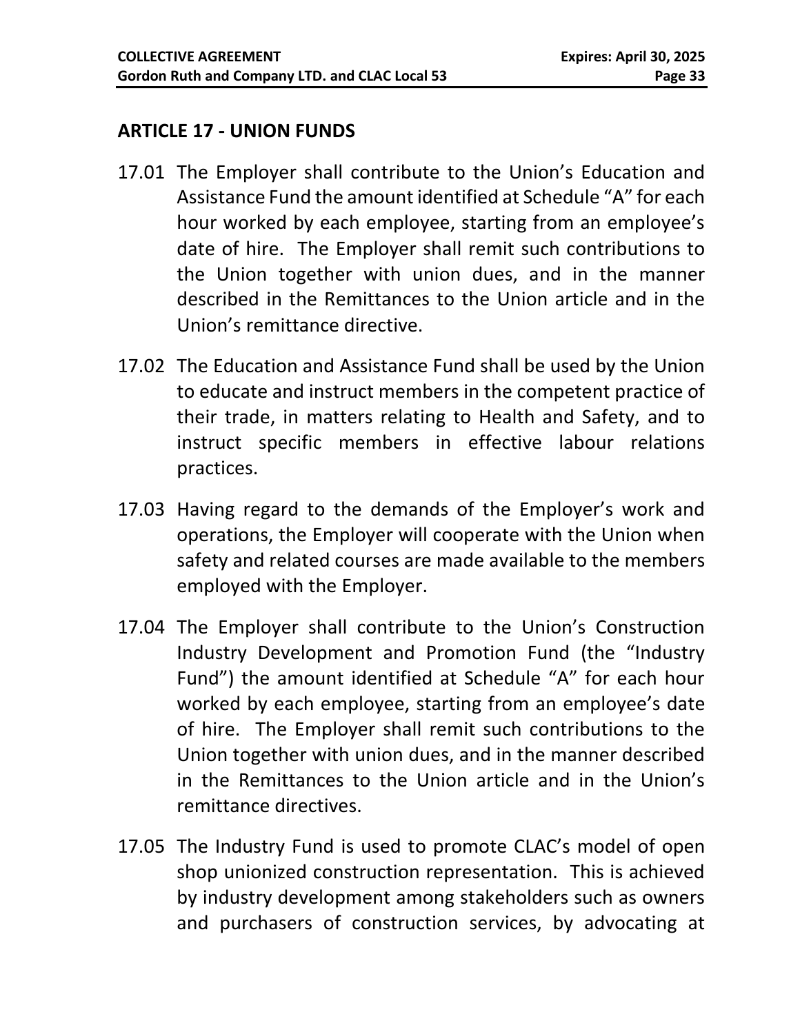## ARTICLE 17 - UNION FUNDS

17.01 The Employer shall contribute to the Union's Education and Assistance Fund the amount identified at Schedule "A" for each hour worked by each employee, starting from an employee's date of hire. The Employer shall remit such contributions to the Union together with union dues, and in the manner described in the Remittances to the Union article and in the Union's remittance directive.

17.02 The Education and Assistance Fund shall be used by the Union to educate and instruct members in the competent practice of their trade, in matters relating to Health and Safety, and to instruct specific members in effective labour relations practices.

17.03 Having regard to the demands of the Employer's work and operations, the Employer will cooperate with the Union when safety and related courses are made available to the members employed with the Employer.

17.04 The Employer shall contribute to the Union's Construction Industry Development and Promotion Fund (the "Industry Fund") the amount identified at Schedule "A" for each hour worked by each employee, starting from an employee's date of hire. The Employer shall remit such contributions to the Union together with union dues, and in the manner described in the Remittances to the Union article and in the Union's remittance directives.

17.05 The Industry Fund is used to promote CLAC's model of open shop unionized construction representation. This is achieved by industry development among stakeholders such as owners and purchasers of construction services, by advocating at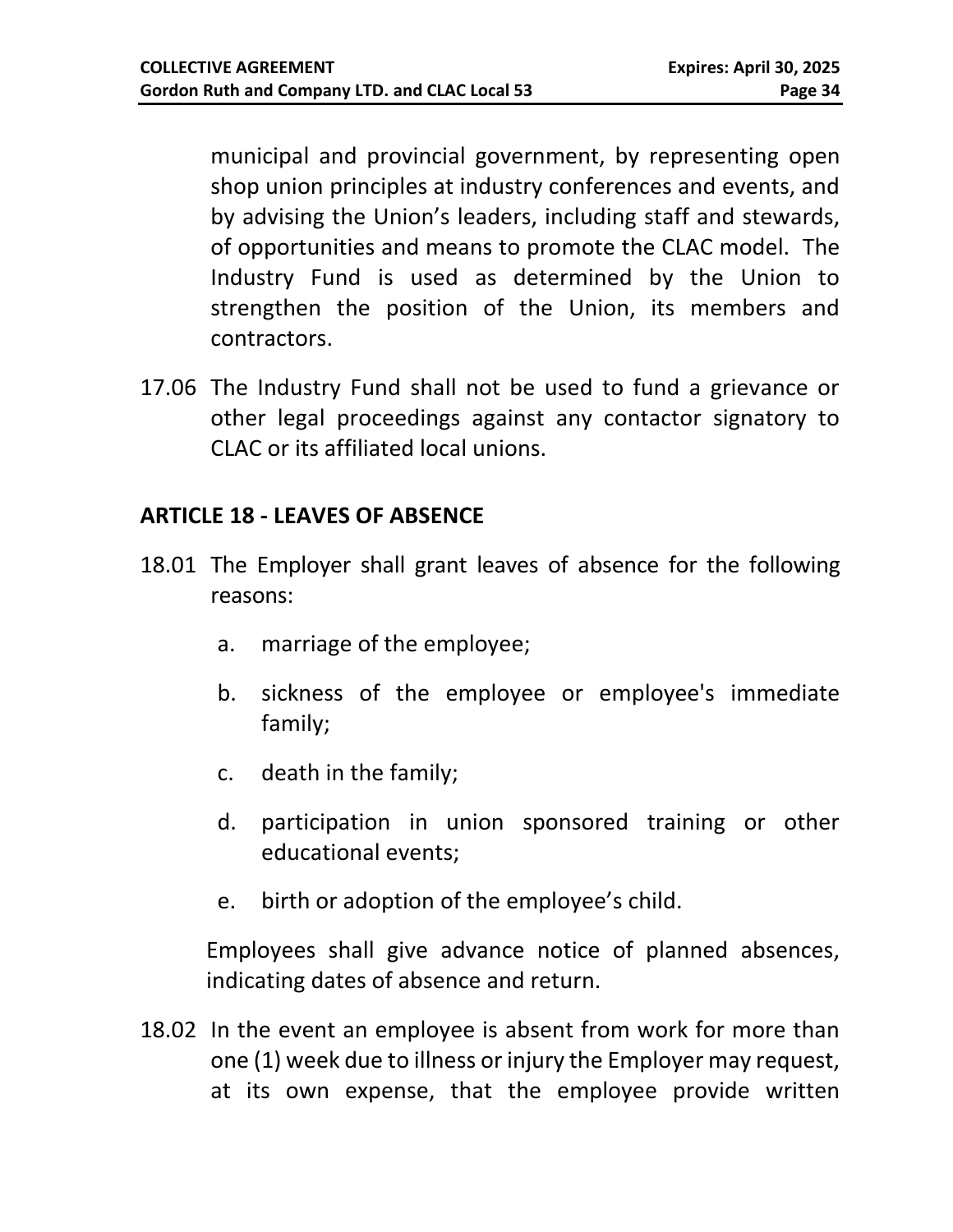municipal and provincial government, by representing open shop union principles at industry conferences and events, and by advising the Union's leaders, including staff and stewards, of opportunities and means to promote the CLAC model. The Industry Fund is used as determined by the Union to strengthen the position of the Union, its members and contractors.

17.06 The Industry Fund shall not be used to fund a grievance or other legal proceedings against any contactor signatory to CLAC or its affiliated local unions.

## ARTICLE 18 - LEAVES OF ABSENCE

18.01 The Employer shall grant leaves of absence for the following reasons:

a. marriage of the employee;

b. sickness of the employee or employee's immediate family;

c. death in the family;

d. participation in union sponsored training or other educational events;

e. birth or adoption of the employee's child.

Employees shall give advance notice of planned absences, indicating dates of absence and return.

18.02 In the event an employee is absent from work for more than one (1) week due to illness or injury the Employer may request, at its own expense, that the employee provide written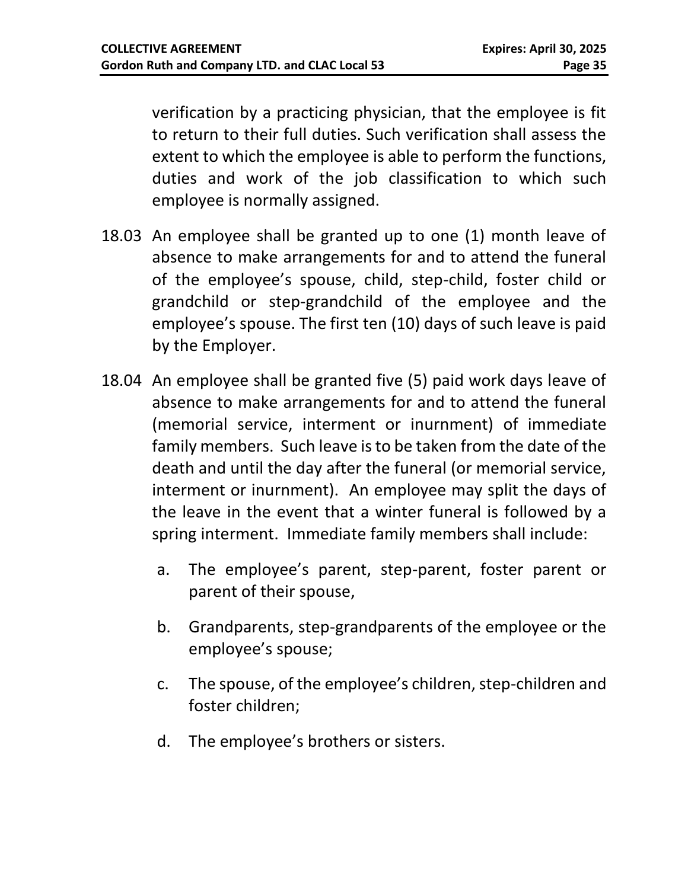verification by a practicing physician, that the employee is fit to return to their full duties. Such verification shall assess the extent to which the employee is able to perform the functions, duties and work of the job classification to which such employee is normally assigned.

18.03 An employee shall be granted up to one (1) month leave of absence to make arrangements for and to attend the funeral of the employee's spouse, child, step-child, foster child or grandchild or step-grandchild of the employee and the employee's spouse. The first ten (10) days of such leave is paid by the Employer.

18.04 An employee shall be granted five (5) paid work days leave of absence to make arrangements for and to attend the funeral (memorial service, interment or inurnment) of immediate family members. Such leave is to be taken from the date of the death and until the day after the funeral (or memorial service, interment or inurnment). An employee may split the days of the leave in the event that a winter funeral is followed by a spring interment. Immediate family members shall include:

a. The employee's parent, step-parent, foster parent or parent of their spouse,

b. Grandparents, step-grandparents of the employee or the employee's spouse;

c. The spouse, of the employee's children, step-children and foster children;

d. The employee's brothers or sisters.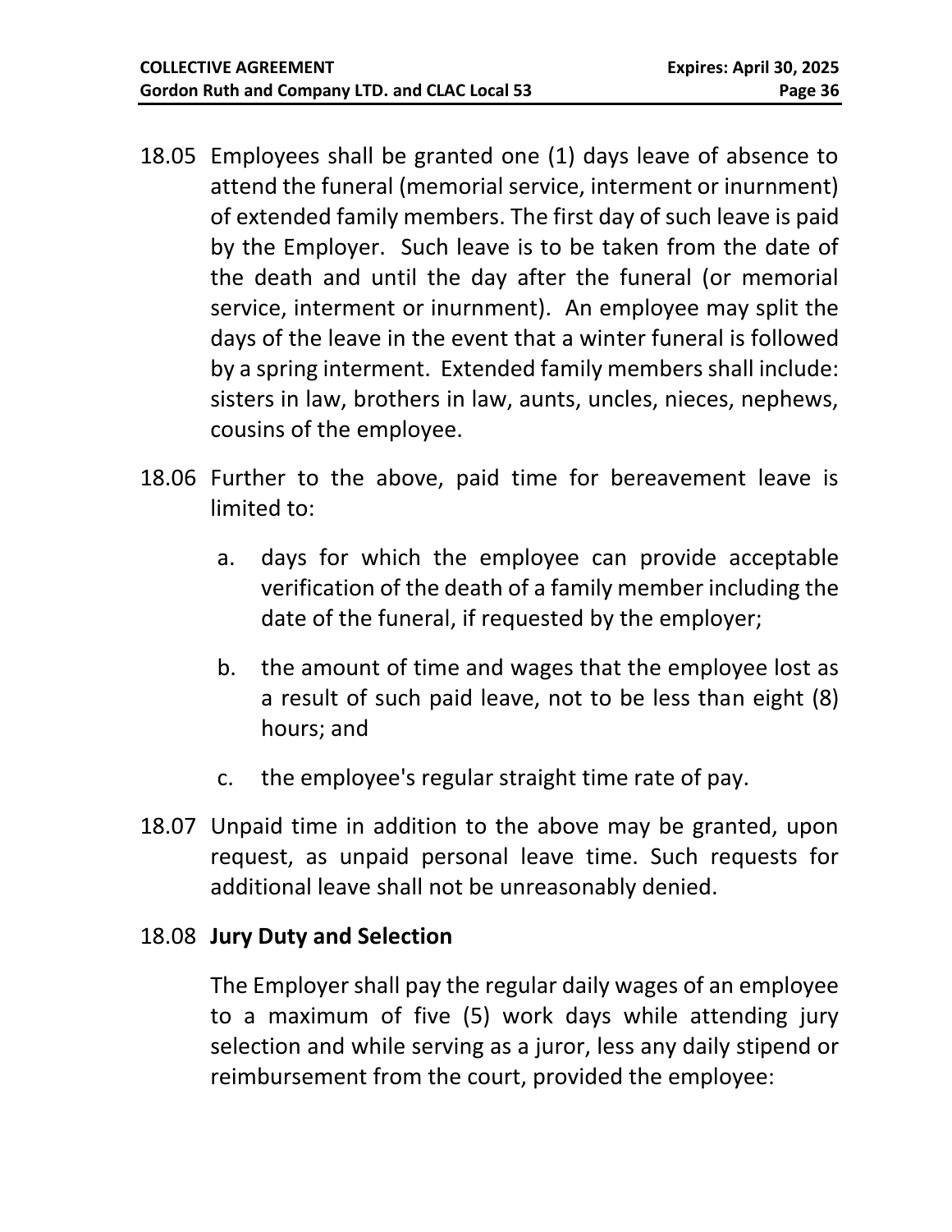18.05 Employees shall be granted one (1) days leave of absence to attend the funeral (memorial service, interment or inurnment) of extended family members. The first day of such leave is paid by the Employer. Such leave is to be taken from the date of the death and until the day after the funeral (or memorial service, interment or inurnment). An employee may split the days of the leave in the event that a winter funeral is followed by a spring interment. Extended family members shall include: sisters in law, brothers in law, aunts, uncles, nieces, nephews, cousins of the employee.

18.06 Further to the above, paid time for bereavement leave is limited to:

a. days for which the employee can provide acceptable verification of the death of a family member including the date of the funeral, if requested by the employer;

b. the amount of time and wages that the employee lost as a result of such paid leave, not to be less than eight (8) hours; and

c. the employee's regular straight time rate of pay.

18.07 Unpaid time in addition to the above may be granted, upon request, as unpaid personal leave time. Such requests for additional leave shall not be unreasonably denied.

18.08 **Jury Duty and Selection**

The Employer shall pay the regular daily wages of an employee to a maximum of five (5) work days while attending jury selection and while serving as a juror, less any daily stipend or reimbursement from the court, provided the employee: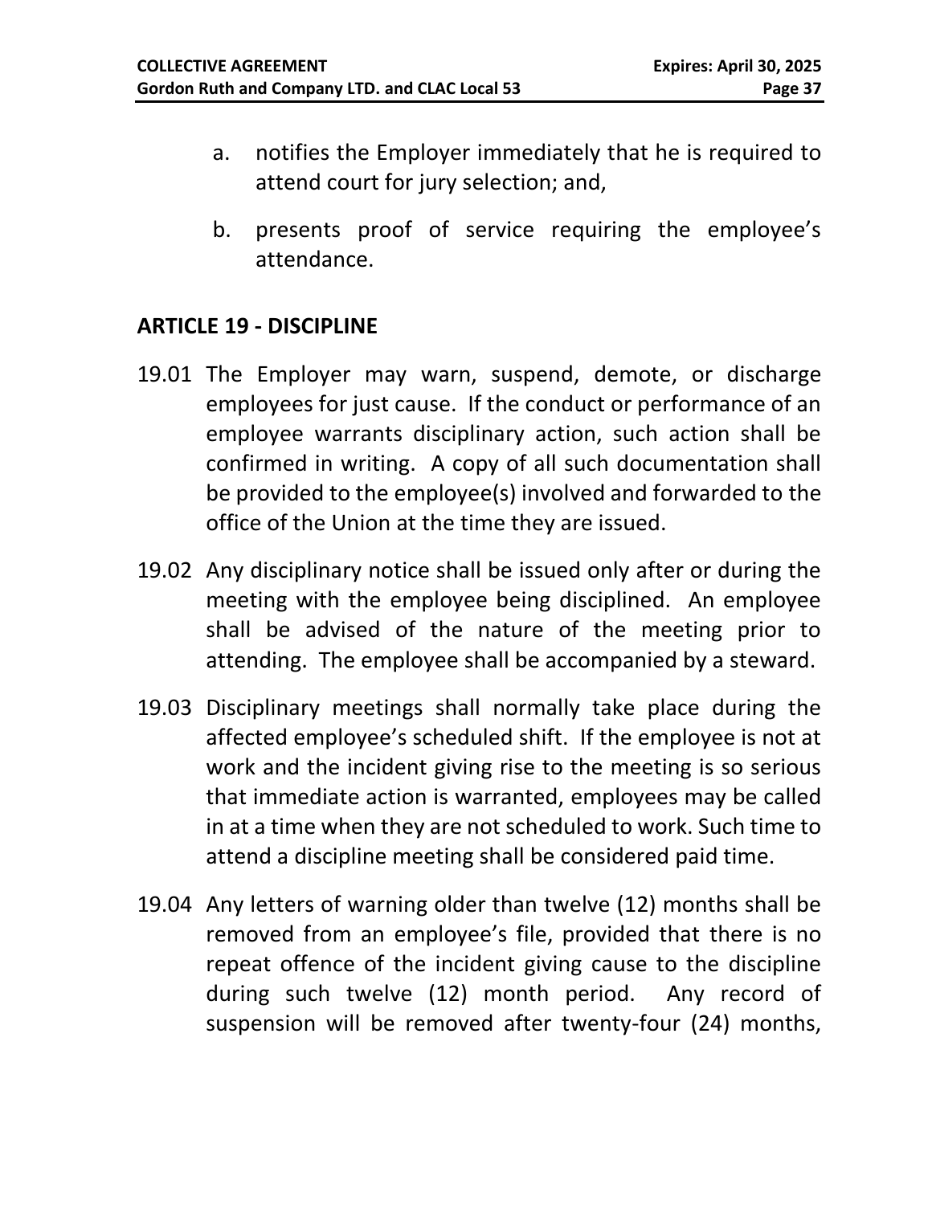a. notifies the Employer immediately that he is required to attend court for jury selection; and,

b. presents proof of service requiring the employee's attendance.

## ARTICLE 19 - DISCIPLINE

19.01 The Employer may warn, suspend, demote, or discharge employees for just cause. If the conduct or performance of an employee warrants disciplinary action, such action shall be confirmed in writing. A copy of all such documentation shall be provided to the employee(s) involved and forwarded to the office of the Union at the time they are issued.

19.02 Any disciplinary notice shall be issued only after or during the meeting with the employee being disciplined. An employee shall be advised of the nature of the meeting prior to attending. The employee shall be accompanied by a steward.

19.03 Disciplinary meetings shall normally take place during the affected employee's scheduled shift. If the employee is not at work and the incident giving rise to the meeting is so serious that immediate action is warranted, employees may be called in at a time when they are not scheduled to work. Such time to attend a discipline meeting shall be considered paid time.

19.04 Any letters of warning older than twelve (12) months shall be removed from an employee's file, provided that there is no repeat offence of the incident giving cause to the discipline during such twelve (12) month period. Any record of suspension will be removed after twenty-four (24) months,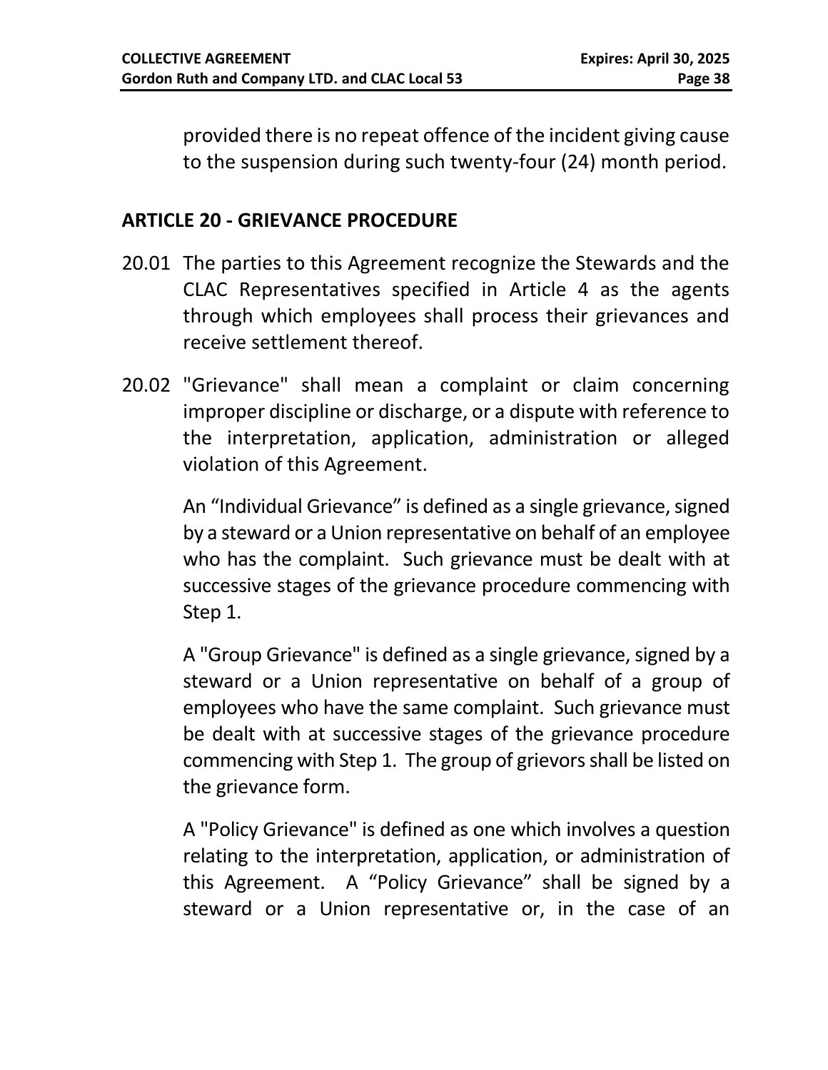provided there is no repeat offence of the incident giving cause to the suspension during such twenty-four (24) month period.

## ARTICLE 20 - GRIEVANCE PROCEDURE

20.01 The parties to this Agreement recognize the Stewards and the CLAC Representatives specified in Article 4 as the agents through which employees shall process their grievances and receive settlement thereof.

20.02 "Grievance" shall mean a complaint or claim concerning improper discipline or discharge, or a dispute with reference to the interpretation, application, administration or alleged violation of this Agreement.

An "Individual Grievance" is defined as a single grievance, signed by a steward or a Union representative on behalf of an employee who has the complaint. Such grievance must be dealt with at successive stages of the grievance procedure commencing with Step 1.

A "Group Grievance" is defined as a single grievance, signed by a steward or a Union representative on behalf of a group of employees who have the same complaint. Such grievance must be dealt with at successive stages of the grievance procedure commencing with Step 1. The group of grievors shall be listed on the grievance form.

A "Policy Grievance" is defined as one which involves a question relating to the interpretation, application, or administration of this Agreement. A "Policy Grievance" shall be signed by a steward or a Union representative or, in the case of an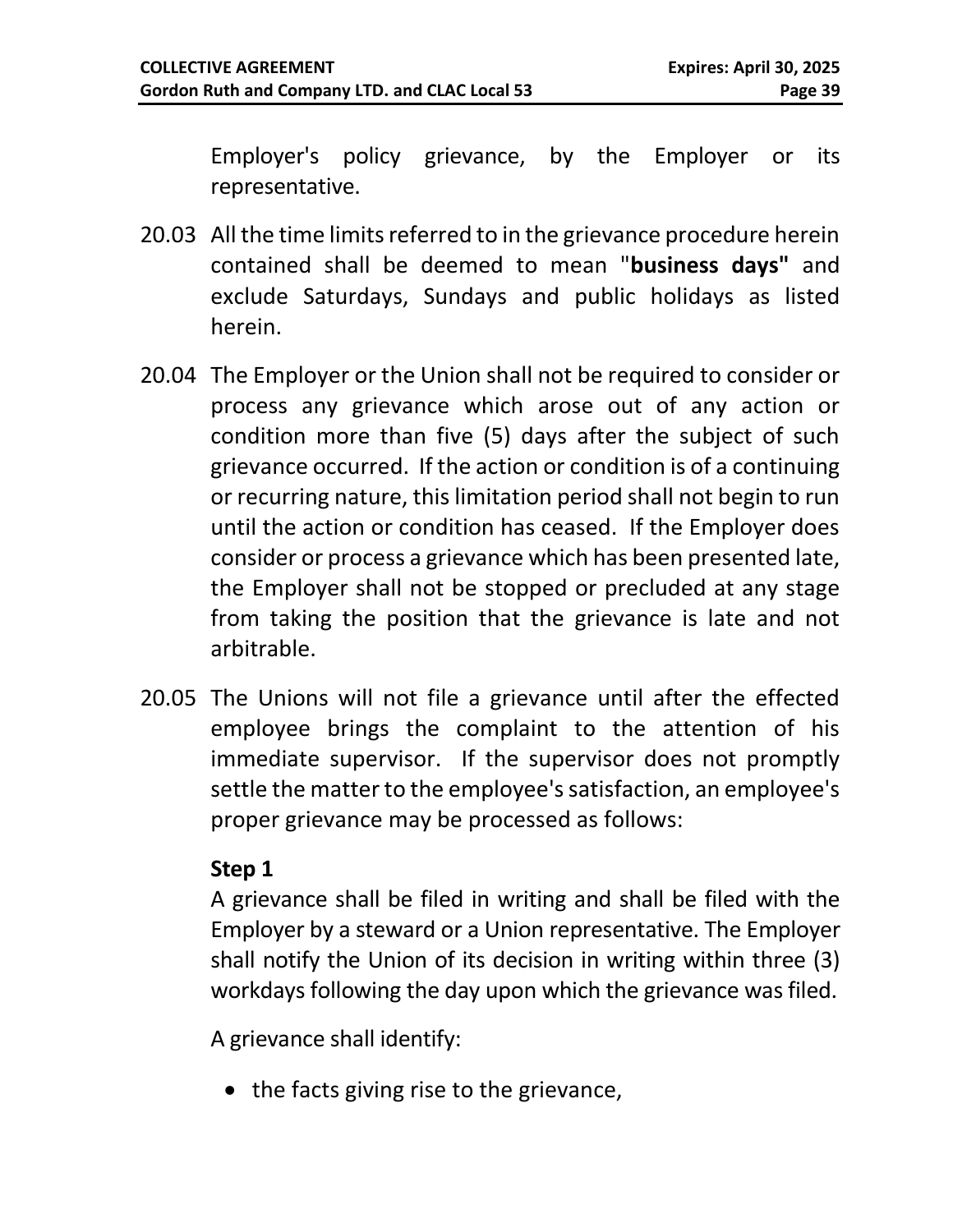Employer's policy grievance, by the Employer or its representative.

20.03 All the time limits referred to in the grievance procedure herein contained shall be deemed to mean "**business days"** and exclude Saturdays, Sundays and public holidays as listed herein.

20.04 The Employer or the Union shall not be required to consider or process any grievance which arose out of any action or condition more than five (5) days after the subject of such grievance occurred. If the action or condition is of a continuing or recurring nature, this limitation period shall not begin to run until the action or condition has ceased. If the Employer does consider or process a grievance which has been presented late, the Employer shall not be stopped or precluded at any stage from taking the position that the grievance is late and not arbitrable.

20.05 The Unions will not file a grievance until after the effected employee brings the complaint to the attention of his immediate supervisor. If the supervisor does not promptly settle the matter to the employee's satisfaction, an employee's proper grievance may be processed as follows:

**Step 1**

A grievance shall be filed in writing and shall be filed with the Employer by a steward or a Union representative. The Employer shall notify the Union of its decision in writing within three (3) workdays following the day upon which the grievance was filed.

A grievance shall identify:

- the facts giving rise to the grievance,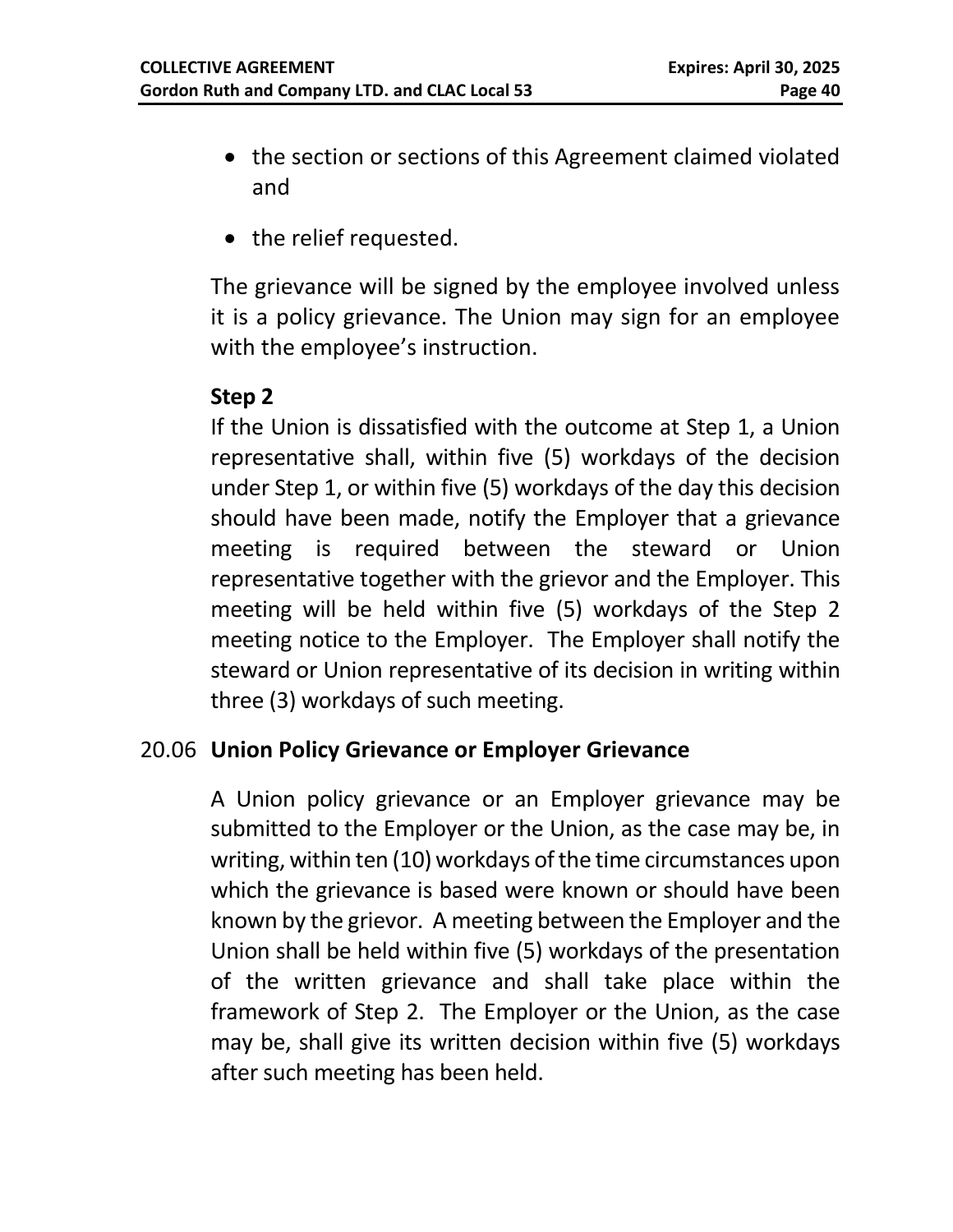- the section or sections of this Agreement claimed violated and
- the relief requested.

The grievance will be signed by the employee involved unless it is a policy grievance. The Union may sign for an employee with the employee's instruction.

**Step 2**

If the Union is dissatisfied with the outcome at Step 1, a Union representative shall, within five (5) workdays of the decision under Step 1, or within five (5) workdays of the day this decision should have been made, notify the Employer that a grievance meeting is required between the steward or Union representative together with the grievor and the Employer. This meeting will be held within five (5) workdays of the Step 2 meeting notice to the Employer. The Employer shall notify the steward or Union representative of its decision in writing within three (3) workdays of such meeting.

### 20.06 Union Policy Grievance or Employer Grievance

A Union policy grievance or an Employer grievance may be submitted to the Employer or the Union, as the case may be, in writing, within ten (10) workdays of the time circumstances upon which the grievance is based were known or should have been known by the grievor. A meeting between the Employer and the Union shall be held within five (5) workdays of the presentation of the written grievance and shall take place within the framework of Step 2. The Employer or the Union, as the case may be, shall give its written decision within five (5) workdays after such meeting has been held.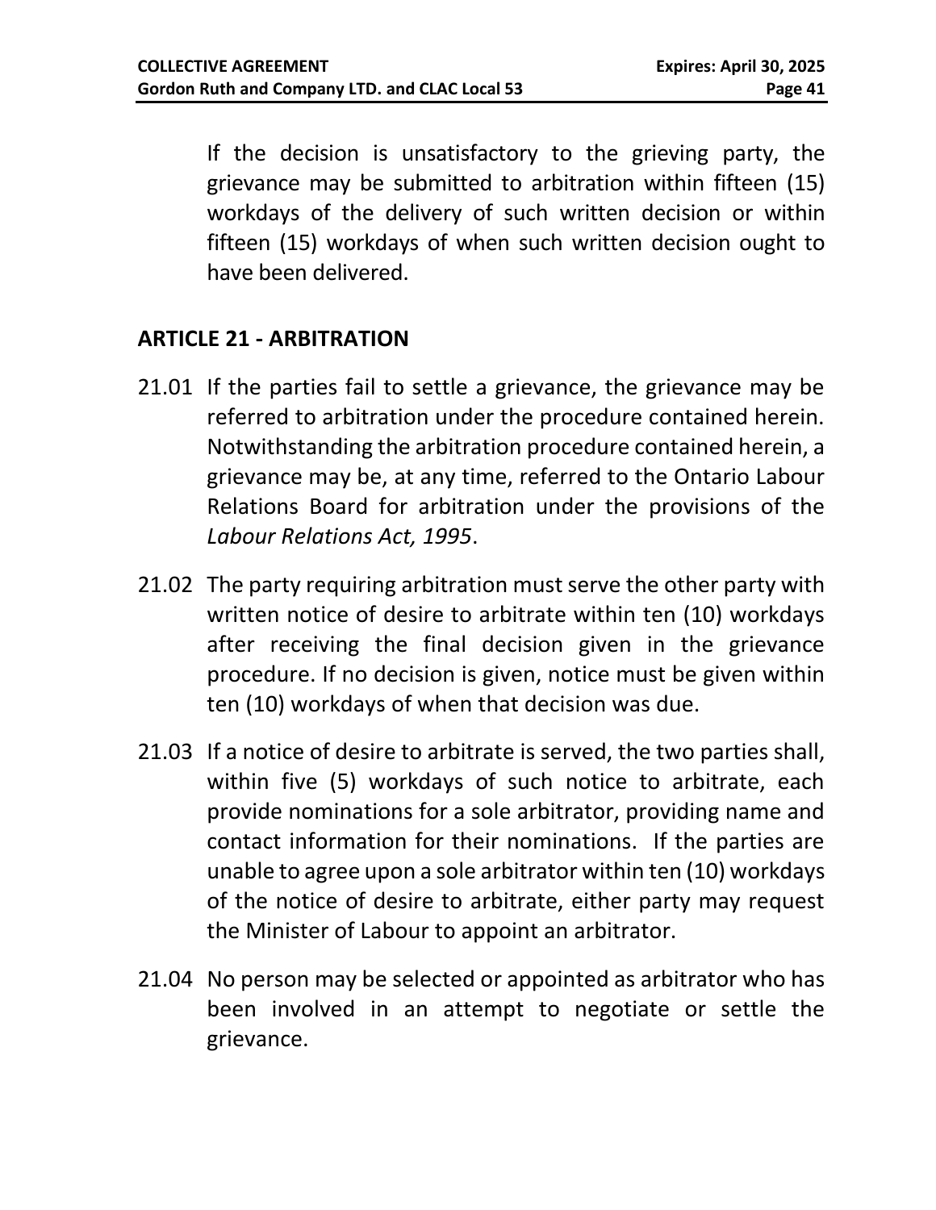If the decision is unsatisfactory to the grieving party, the grievance may be submitted to arbitration within fifteen (15) workdays of the delivery of such written decision or within fifteen (15) workdays of when such written decision ought to have been delivered.

## ARTICLE 21 - ARBITRATION

21.01 If the parties fail to settle a grievance, the grievance may be referred to arbitration under the procedure contained herein. Notwithstanding the arbitration procedure contained herein, a grievance may be, at any time, referred to the Ontario Labour Relations Board for arbitration under the provisions of the *Labour Relations Act, 1995*.

21.02 The party requiring arbitration must serve the other party with written notice of desire to arbitrate within ten (10) workdays after receiving the final decision given in the grievance procedure. If no decision is given, notice must be given within ten (10) workdays of when that decision was due.

21.03 If a notice of desire to arbitrate is served, the two parties shall, within five (5) workdays of such notice to arbitrate, each provide nominations for a sole arbitrator, providing name and contact information for their nominations. If the parties are unable to agree upon a sole arbitrator within ten (10) workdays of the notice of desire to arbitrate, either party may request the Minister of Labour to appoint an arbitrator.

21.04 No person may be selected or appointed as arbitrator who has been involved in an attempt to negotiate or settle the grievance.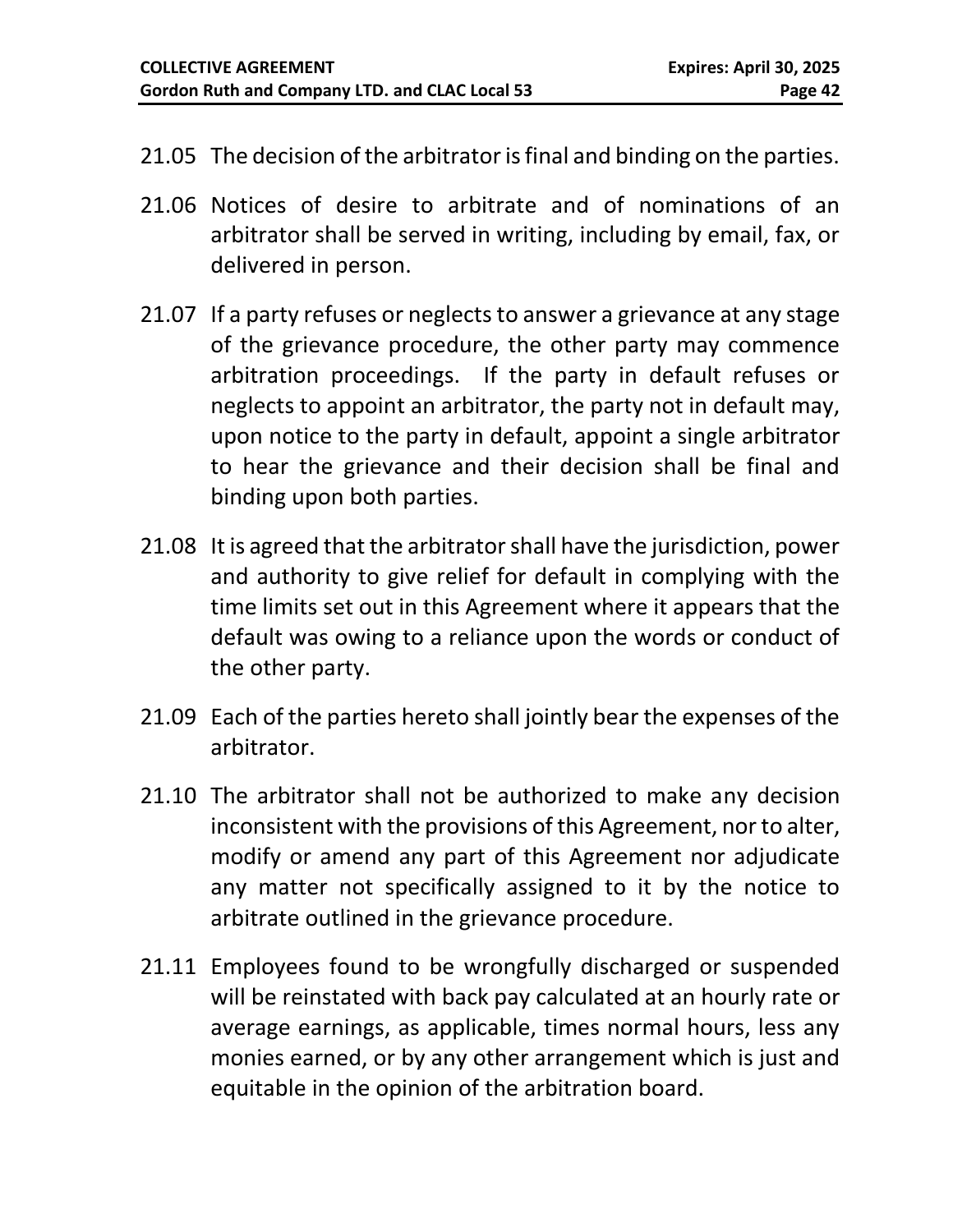21.05 The decision of the arbitrator is final and binding on the parties.

21.06 Notices of desire to arbitrate and of nominations of an arbitrator shall be served in writing, including by email, fax, or delivered in person.

21.07 If a party refuses or neglects to answer a grievance at any stage of the grievance procedure, the other party may commence arbitration proceedings. If the party in default refuses or neglects to appoint an arbitrator, the party not in default may, upon notice to the party in default, appoint a single arbitrator to hear the grievance and their decision shall be final and binding upon both parties.

21.08 It is agreed that the arbitrator shall have the jurisdiction, power and authority to give relief for default in complying with the time limits set out in this Agreement where it appears that the default was owing to a reliance upon the words or conduct of the other party.

21.09 Each of the parties hereto shall jointly bear the expenses of the arbitrator.

21.10 The arbitrator shall not be authorized to make any decision inconsistent with the provisions of this Agreement, nor to alter, modify or amend any part of this Agreement nor adjudicate any matter not specifically assigned to it by the notice to arbitrate outlined in the grievance procedure.

21.11 Employees found to be wrongfully discharged or suspended will be reinstated with back pay calculated at an hourly rate or average earnings, as applicable, times normal hours, less any monies earned, or by any other arrangement which is just and equitable in the opinion of the arbitration board.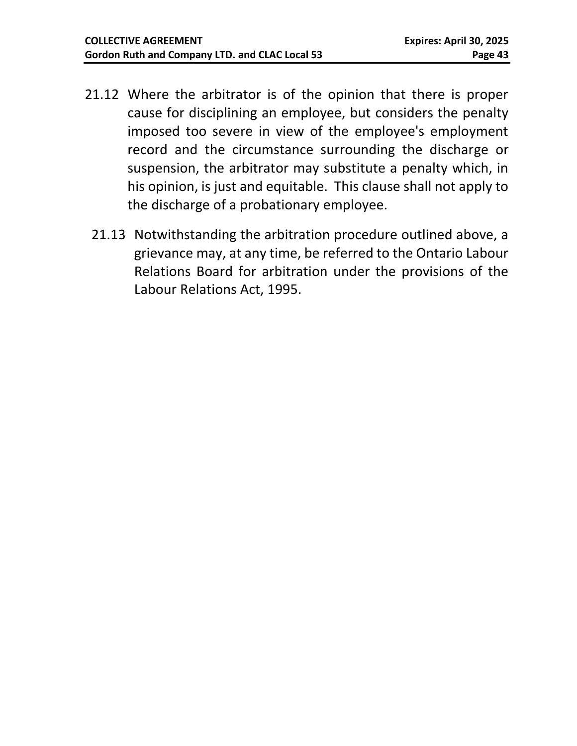21.12 Where the arbitrator is of the opinion that there is proper cause for disciplining an employee, but considers the penalty imposed too severe in view of the employee's employment record and the circumstance surrounding the discharge or suspension, the arbitrator may substitute a penalty which, in his opinion, is just and equitable. This clause shall not apply to the discharge of a probationary employee.

21.13 Notwithstanding the arbitration procedure outlined above, a grievance may, at any time, be referred to the Ontario Labour Relations Board for arbitration under the provisions of the Labour Relations Act, 1995.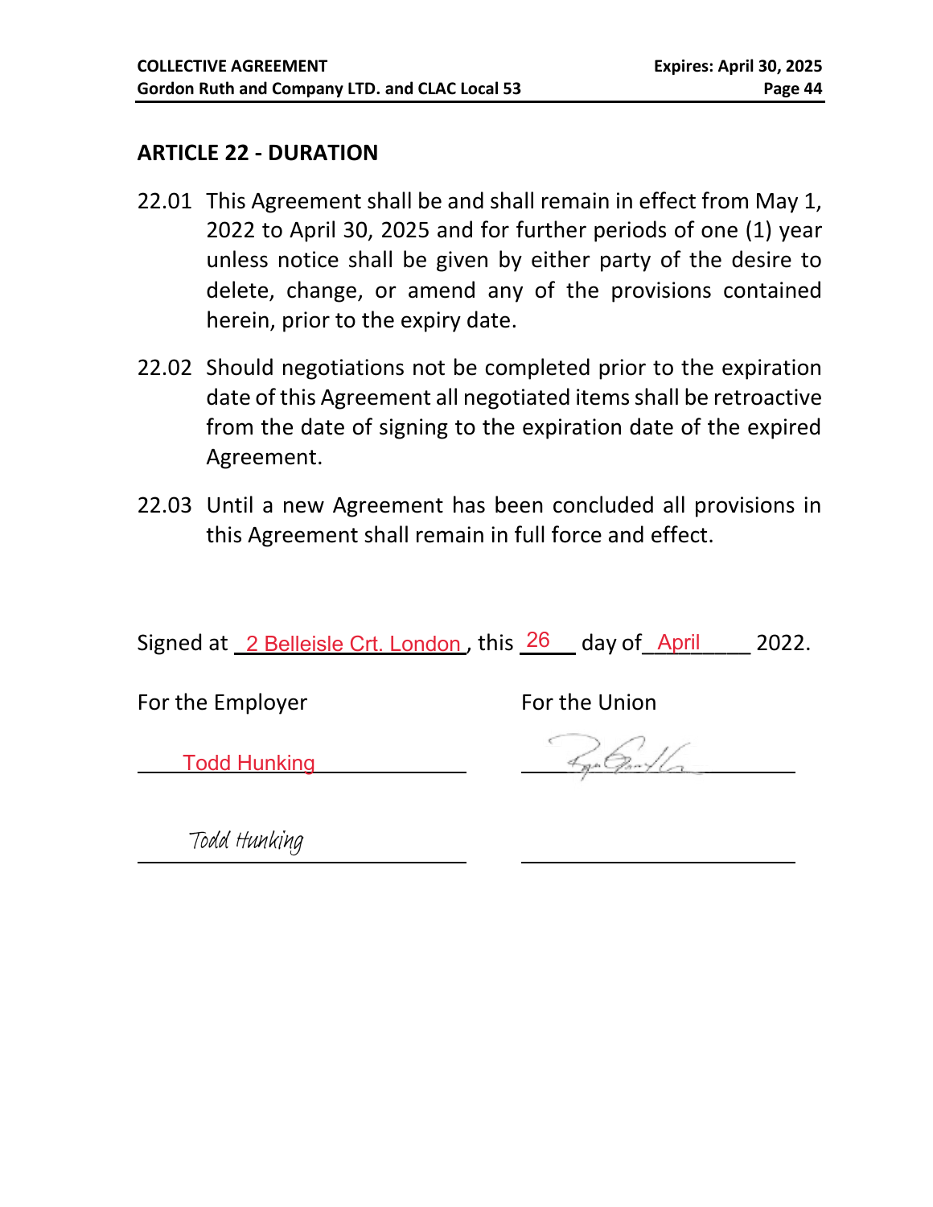## ARTICLE 22 - DURATION

22.01 This Agreement shall be and shall remain in effect from May 1, 2022 to April 30, 2025 and for further periods of one (1) year unless notice shall be given by either party of the desire to delete, change, or amend any of the provisions contained herein, prior to the expiry date.

22.02 Should negotiations not be completed prior to the expiration date of this Agreement all negotiated items shall be retroactive from the date of signing to the expiration date of the expired Agreement.

22.03 Until a new Agreement has been concluded all provisions in this Agreement shall remain in full force and effect.

Signed at 2 Belleisle Crt. London, this 26 day of April 2022.

For the Employer

Todd Hunking

Todd Hunking

For the Union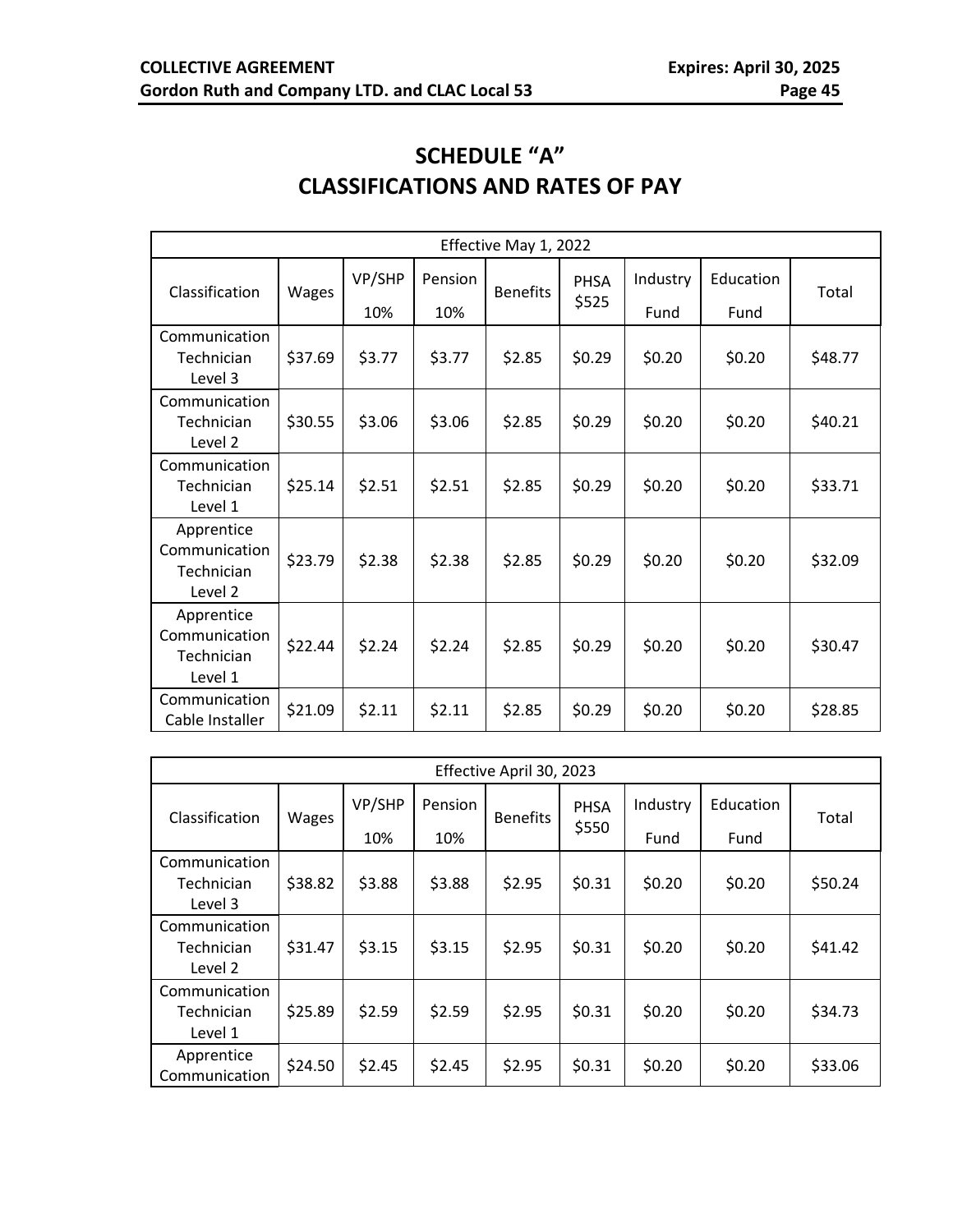# SCHEDULE "A"
# CLASSIFICATIONS AND RATES OF PAY

| Effective May 1, 2022 | | | | | | | | |
|---|---|---|---|---|---|---|---|---|
| Classification | Wages | VP/SHP 10% | Pension 10% | Benefits | PHSA $525 | Industry Fund | Education Fund | Total |
| Communication Technician Level 3 | $37.69 | $3.77 | $3.77 | $2.85 | $0.29 | $0.20 | $0.20 | $48.77 |
| Communication Technician Level 2 | $30.55 | $3.06 | $3.06 | $2.85 | $0.29 | $0.20 | $0.20 | $40.21 |
| Communication Technician Level 1 | $25.14 | $2.51 | $2.51 | $2.85 | $0.29 | $0.20 | $0.20 | $33.71 |
| Apprentice Communication Technician Level 2 | $23.79 | $2.38 | $2.38 | $2.85 | $0.29 | $0.20 | $0.20 | $32.09 |
| Apprentice Communication Technician Level 1 | $22.44 | $2.24 | $2.24 | $2.85 | $0.29 | $0.20 | $0.20 | $30.47 |
| Communication Cable Installer | $21.09 | $2.11 | $2.11 | $2.85 | $0.29 | $0.20 | $0.20 | $28.85 |

| Effective April 30, 2023 | | | | | | | | |
|---|---|---|---|---|---|---|---|---|
| Classification | Wages | VP/SHP 10% | Pension 10% | Benefits | PHSA $550 | Industry Fund | Education Fund | Total |
| Communication Technician Level 3 | $38.82 | $3.88 | $3.88 | $2.95 | $0.31 | $0.20 | $0.20 | $50.24 |
| Communication Technician Level 2 | $31.47 | $3.15 | $3.15 | $2.95 | $0.31 | $0.20 | $0.20 | $41.42 |
| Communication Technician Level 1 | $25.89 | $2.59 | $2.59 | $2.95 | $0.31 | $0.20 | $0.20 | $34.73 |
| Apprentice Communication | $24.50 | $2.45 | $2.45 | $2.95 | $0.31 | $0.20 | $0.20 | $33.06 |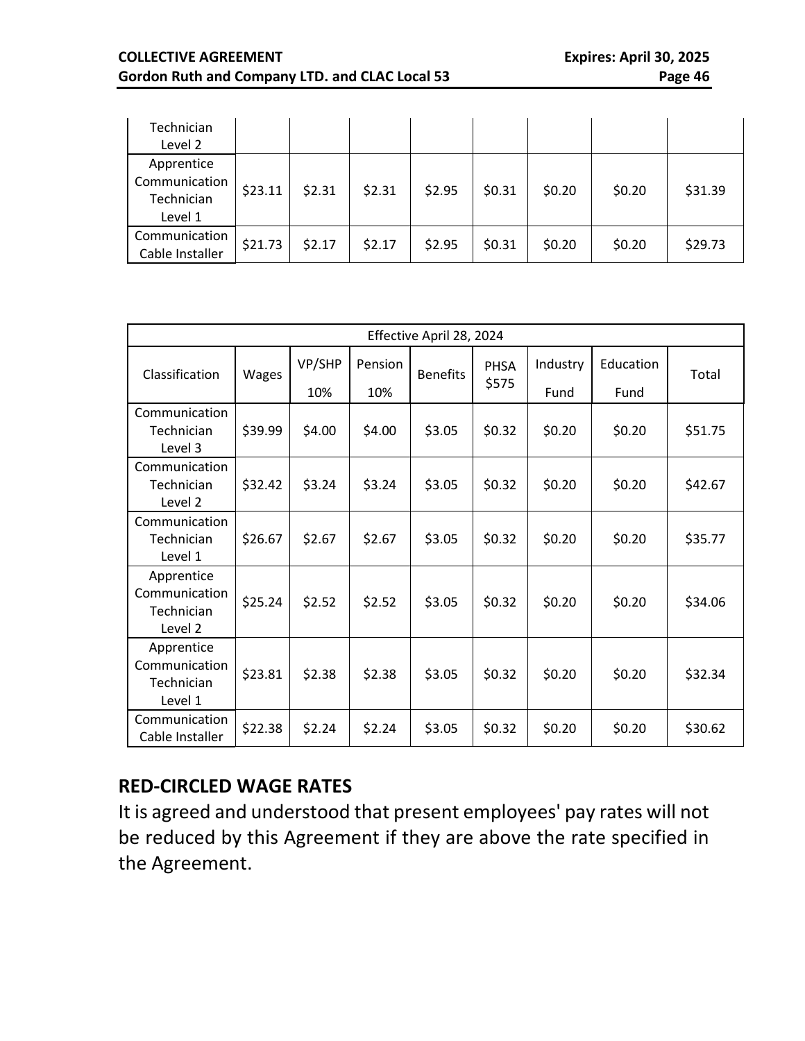| Technician Level 2 | | | | | | | | |
|---|---|---|---|---|---|---|---|---|
| Apprentice Communication Technician Level 1 | $23.11 | $2.31 | $2.31 | $2.95 | $0.31 | $0.20 | $0.20 | $31.39 |
| Communication Cable Installer | $21.73 | $2.17 | $2.17 | $2.95 | $0.31 | $0.20 | $0.20 | $29.73 |

| Effective April 28, 2024 | | | | | | | | |
|---|---|---|---|---|---|---|---|---|
| Classification | Wages | VP/SHP 10% | Pension 10% | Benefits | PHSA $575 | Industry Fund | Education Fund | Total |
| Communication Technician Level 3 | $39.99 | $4.00 | $4.00 | $3.05 | $0.32 | $0.20 | $0.20 | $51.75 |
| Communication Technician Level 2 | $32.42 | $3.24 | $3.24 | $3.05 | $0.32 | $0.20 | $0.20 | $42.67 |
| Communication Technician Level 1 | $26.67 | $2.67 | $2.67 | $3.05 | $0.32 | $0.20 | $0.20 | $35.77 |
| Apprentice Communication Technician Level 2 | $25.24 | $2.52 | $2.52 | $3.05 | $0.32 | $0.20 | $0.20 | $34.06 |
| Apprentice Communication Technician Level 1 | $23.81 | $2.38 | $2.38 | $3.05 | $0.32 | $0.20 | $0.20 | $32.34 |
| Communication Cable Installer | $22.38 | $2.24 | $2.24 | $3.05 | $0.32 | $0.20 | $0.20 | $30.62 |

## RED-CIRCLED WAGE RATES

It is agreed and understood that present employees' pay rates will not be reduced by this Agreement if they are above the rate specified in the Agreement.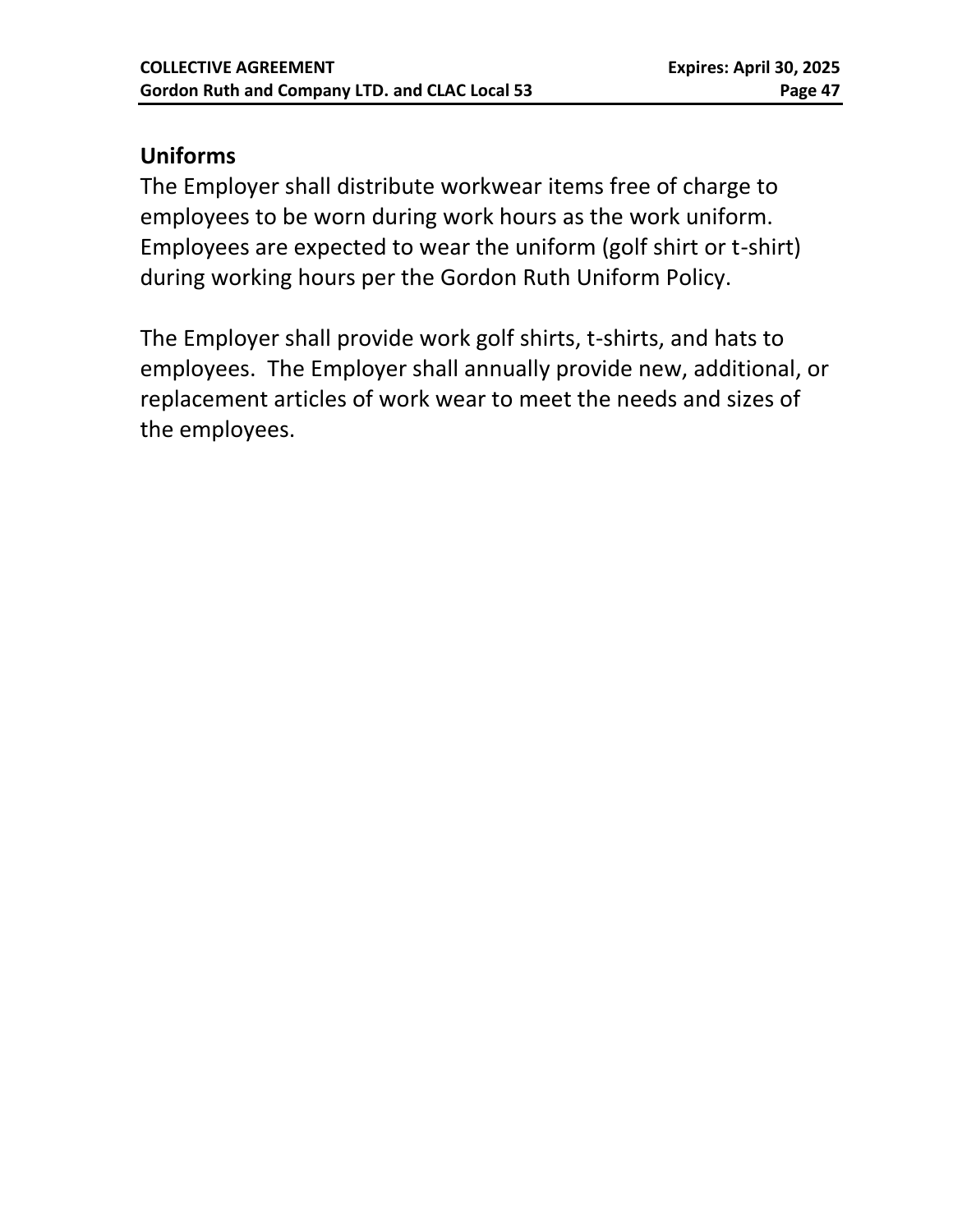## Uniforms

The Employer shall distribute workwear items free of charge to employees to be worn during work hours as the work uniform. Employees are expected to wear the uniform (golf shirt or t-shirt) during working hours per the Gordon Ruth Uniform Policy.

The Employer shall provide work golf shirts, t-shirts, and hats to employees. The Employer shall annually provide new, additional, or replacement articles of work wear to meet the needs and sizes of the employees.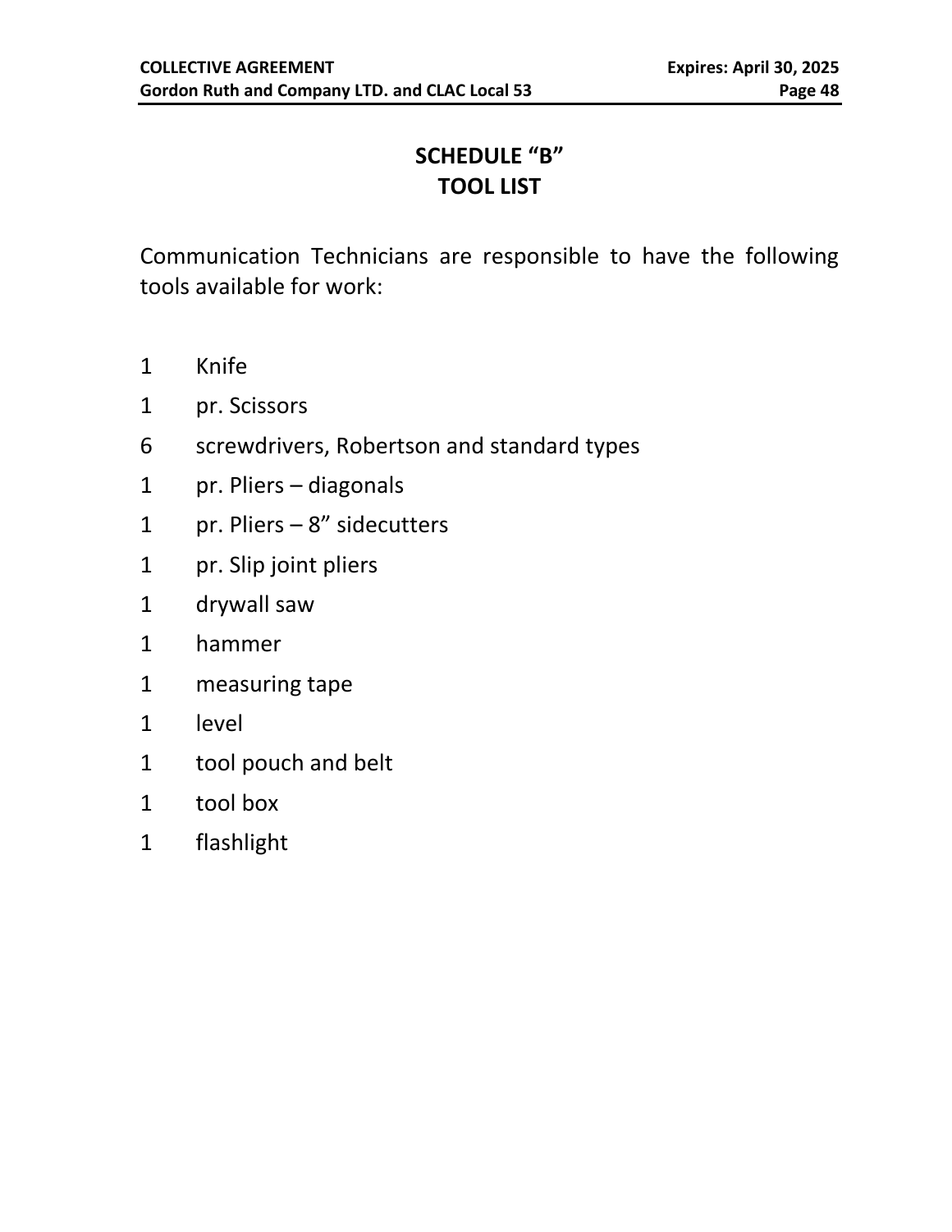# SCHEDULE "B"
# TOOL LIST

Communication Technicians are responsible to have the following tools available for work:

| | |
|---|---|
| 1 | Knife |
| 1 | pr. Scissors |
| 6 | screwdrivers, Robertson and standard types |
| 1 | pr. Pliers – diagonals |
| 1 | pr. Pliers – 8" sidecutters |
| 1 | pr. Slip joint pliers |
| 1 | drywall saw |
| 1 | hammer |
| 1 | measuring tape |
| 1 | level |
| 1 | tool pouch and belt |
| 1 | tool box |
| 1 | flashlight |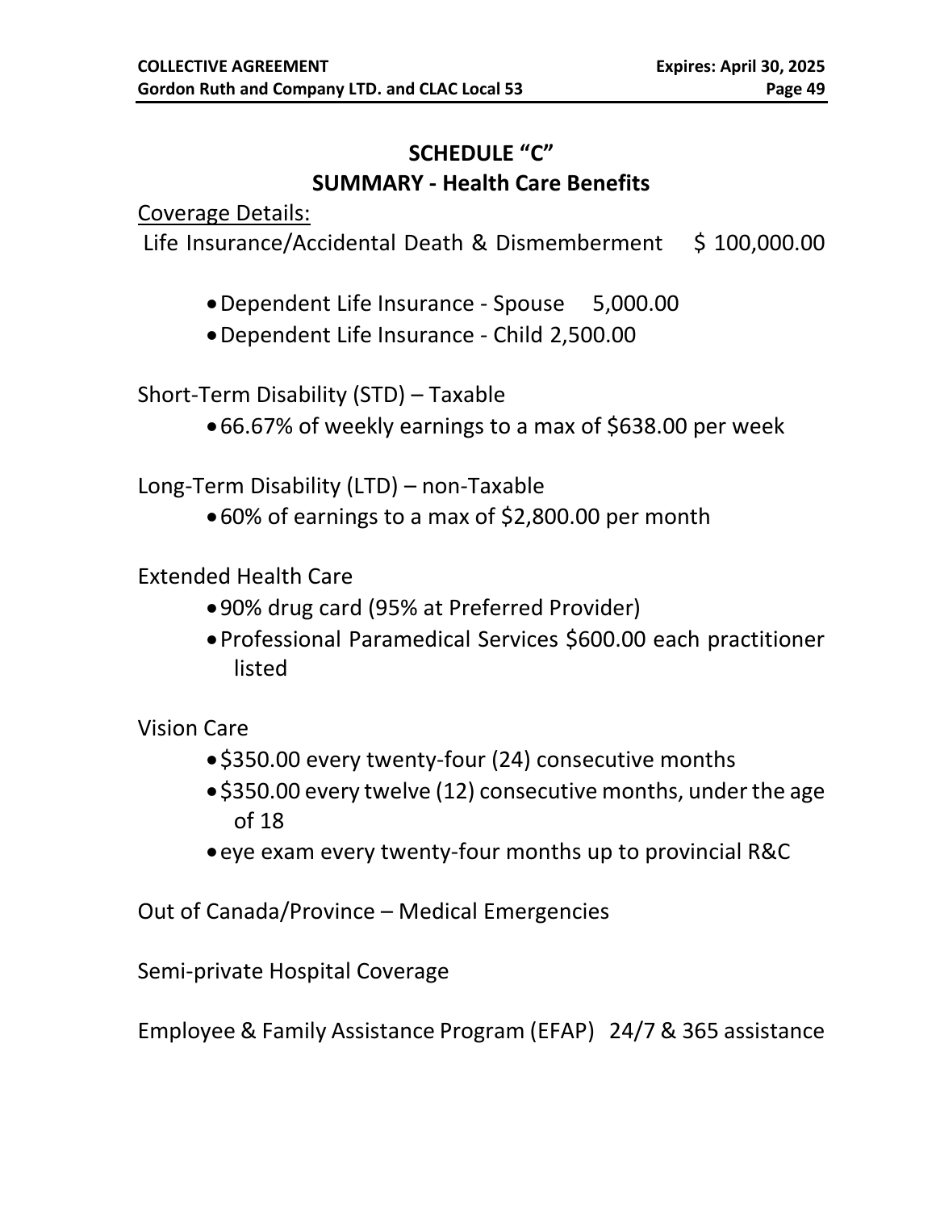# SCHEDULE "C"
## SUMMARY - Health Care Benefits

Coverage Details:

Life Insurance/Accidental Death & Dismemberment $ 100,000.00

- Dependent Life Insurance - Spouse 5,000.00
- Dependent Life Insurance - Child 2,500.00

Short-Term Disability (STD) – Taxable

- 66.67% of weekly earnings to a max of $638.00 per week

Long-Term Disability (LTD) – non-Taxable

- 60% of earnings to a max of $2,800.00 per month

Extended Health Care

- 90% drug card (95% at Preferred Provider)
- Professional Paramedical Services $600.00 each practitioner listed

Vision Care

- $350.00 every twenty-four (24) consecutive months
- $350.00 every twelve (12) consecutive months, under the age of 18
- eye exam every twenty-four months up to provincial R&C

Out of Canada/Province – Medical Emergencies

Semi-private Hospital Coverage

Employee & Family Assistance Program (EFAP) 24/7 & 365 assistance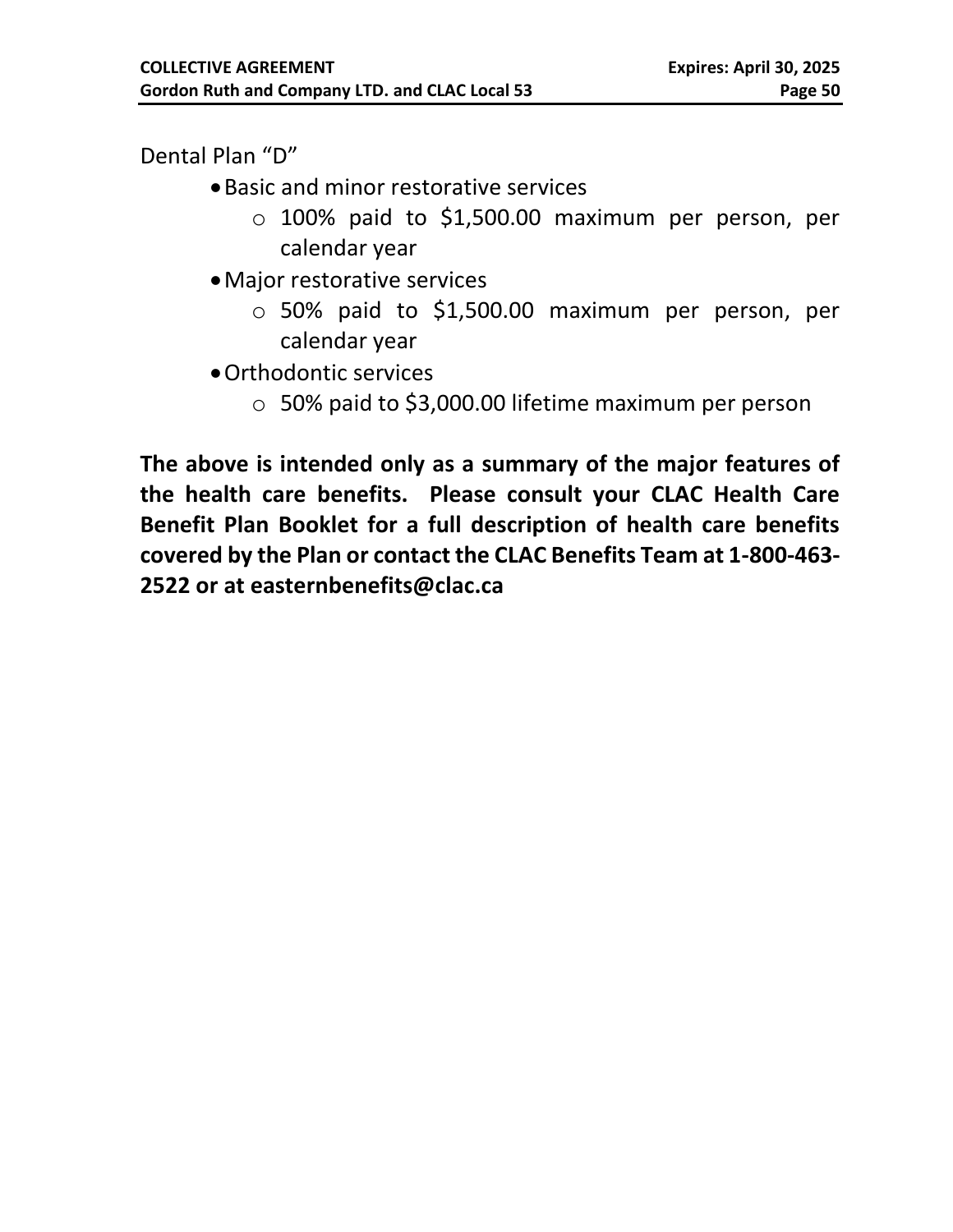Dental Plan “D”

- Basic and minor restorative services
  - 100% paid to $1,500.00 maximum per person, per calendar year
- Major restorative services
  - 50% paid to $1,500.00 maximum per person, per calendar year
- Orthodontic services
  - 50% paid to $3,000.00 lifetime maximum per person

**The above is intended only as a summary of the major features of the health care benefits. Please consult your CLAC Health Care Benefit Plan Booklet for a full description of health care benefits covered by the Plan or contact the CLAC Benefits Team at 1-800-463-2522 or at easternbenefits@clac.ca**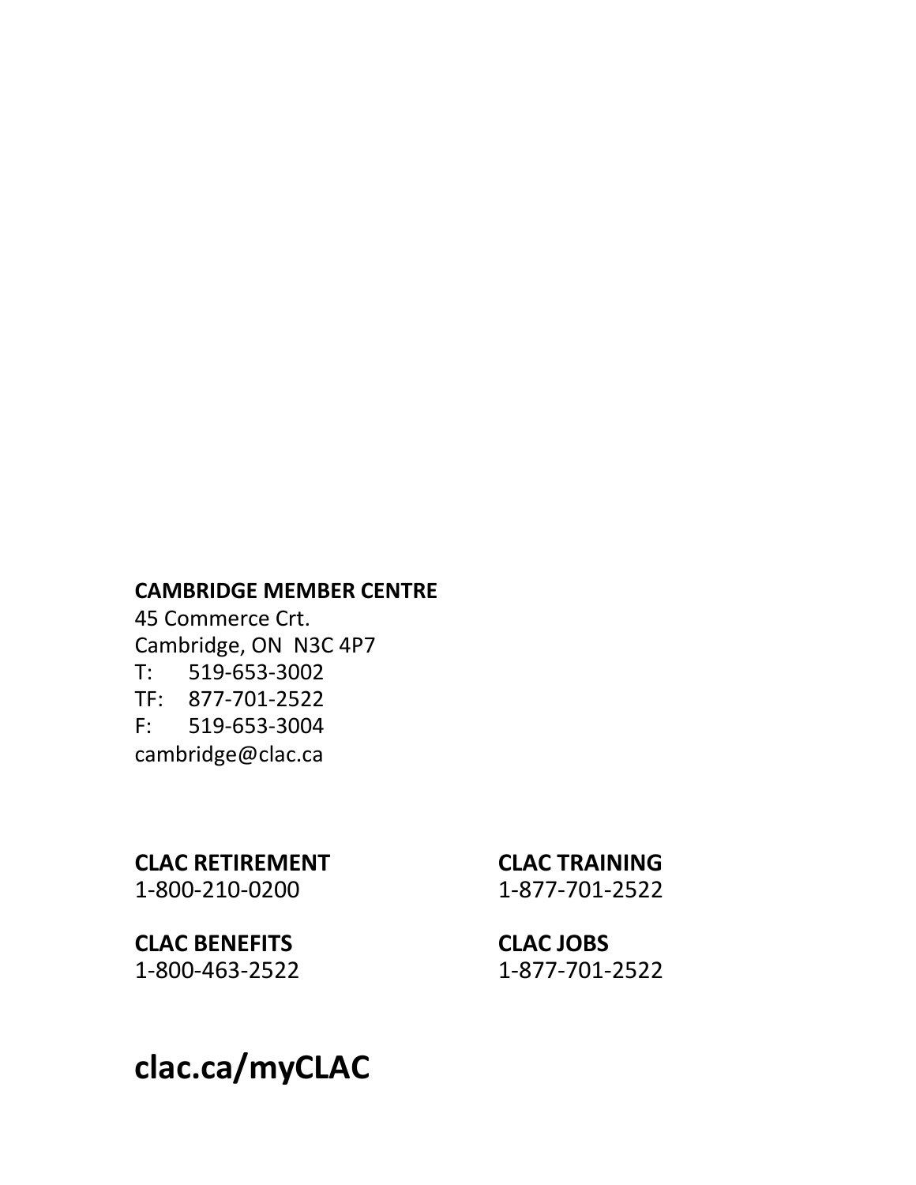**CAMBRIDGE MEMBER CENTRE**
45 Commerce Crt.
Cambridge, ON N3C 4P7
T: 519-653-3002
TF: 877-701-2522
F: 519-653-3004
cambridge@clac.ca

**CLAC RETIREMENT**
1-800-210-0200

**CLAC BENEFITS**
1-800-463-2522

**CLAC TRAINING**
1-877-701-2522

**CLAC JOBS**
1-877-701-2522

# clac.ca/myCLAC